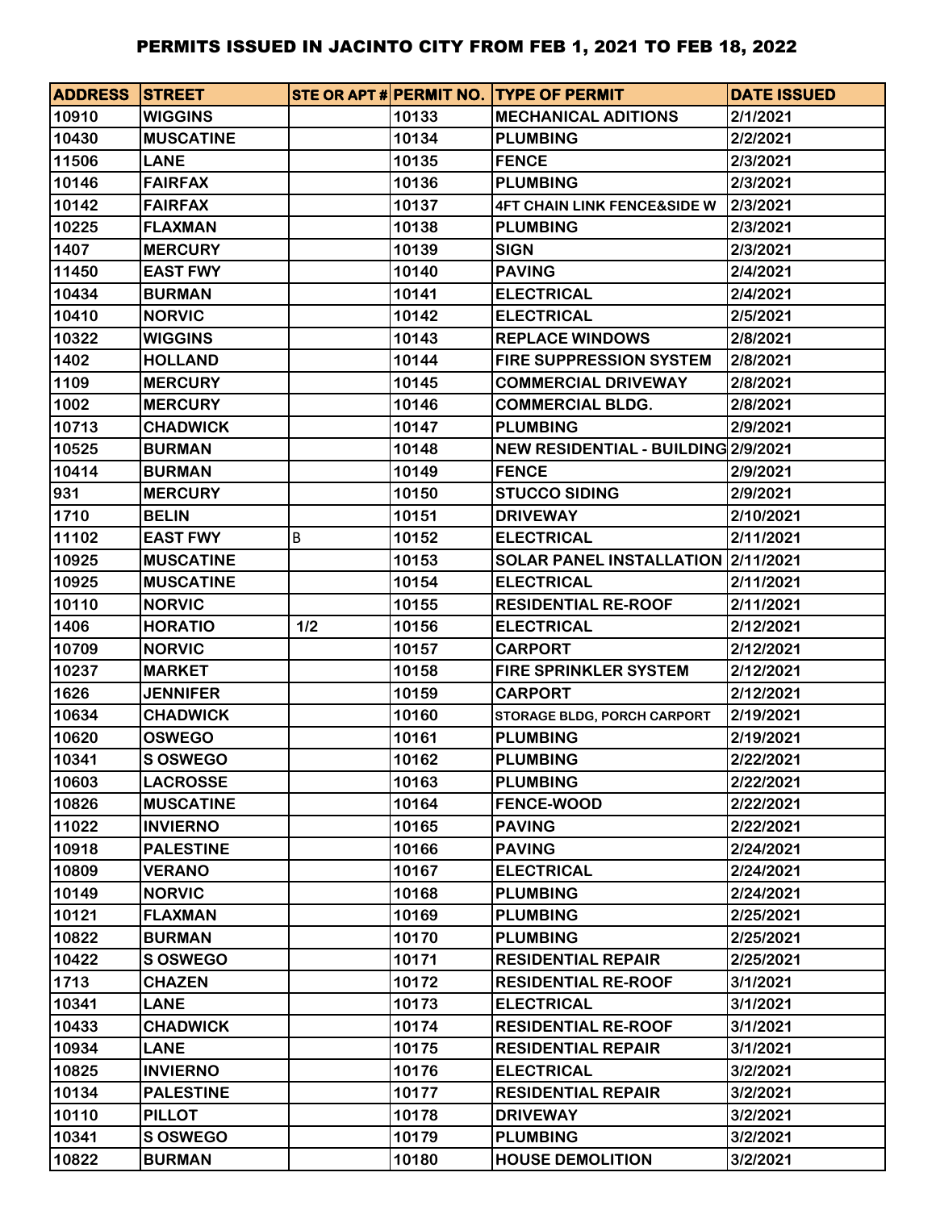# PERMITS ISSUED IN JACINTO CITY FROM FEB 1, 2021 TO FEB 18, 2022

| ADDRESS | STREET | STE OR APT # | PERMIT NO. | TYPE OF PERMIT | DATE ISSUED |
|---|---|---|---|---|---|
| 10910 | WIGGINS | | 10133 | MECHANICAL ADITIONS | 2/1/2021 |
| 10430 | MUSCATINE | | 10134 | PLUMBING | 2/2/2021 |
| 11506 | LANE | | 10135 | FENCE | 2/3/2021 |
| 10146 | FAIRFAX | | 10136 | PLUMBING | 2/3/2021 |
| 10142 | FAIRFAX | | 10137 | 4FT CHAIN LINK FENCE&SIDE W | 2/3/2021 |
| 10225 | FLAXMAN | | 10138 | PLUMBING | 2/3/2021 |
| 1407 | MERCURY | | 10139 | SIGN | 2/3/2021 |
| 11450 | EAST FWY | | 10140 | PAVING | 2/4/2021 |
| 10434 | BURMAN | | 10141 | ELECTRICAL | 2/4/2021 |
| 10410 | NORVIC | | 10142 | ELECTRICAL | 2/5/2021 |
| 10322 | WIGGINS | | 10143 | REPLACE WINDOWS | 2/8/2021 |
| 1402 | HOLLAND | | 10144 | FIRE SUPPRESSION SYSTEM | 2/8/2021 |
| 1109 | MERCURY | | 10145 | COMMERCIAL DRIVEWAY | 2/8/2021 |
| 1002 | MERCURY | | 10146 | COMMERCIAL BLDG. | 2/8/2021 |
| 10713 | CHADWICK | | 10147 | PLUMBING | 2/9/2021 |
| 10525 | BURMAN | | 10148 | NEW RESIDENTIAL - BUILDING | 2/9/2021 |
| 10414 | BURMAN | | 10149 | FENCE | 2/9/2021 |
| 931 | MERCURY | | 10150 | STUCCO SIDING | 2/9/2021 |
| 1710 | BELIN | | 10151 | DRIVEWAY | 2/10/2021 |
| 11102 | EAST FWY | B | 10152 | ELECTRICAL | 2/11/2021 |
| 10925 | MUSCATINE | | 10153 | SOLAR PANEL INSTALLATION | 2/11/2021 |
| 10925 | MUSCATINE | | 10154 | ELECTRICAL | 2/11/2021 |
| 10110 | NORVIC | | 10155 | RESIDENTIAL RE-ROOF | 2/11/2021 |
| 1406 | HORATIO | 1/2 | 10156 | ELECTRICAL | 2/12/2021 |
| 10709 | NORVIC | | 10157 | CARPORT | 2/12/2021 |
| 10237 | MARKET | | 10158 | FIRE SPRINKLER SYSTEM | 2/12/2021 |
| 1626 | JENNIFER | | 10159 | CARPORT | 2/12/2021 |
| 10634 | CHADWICK | | 10160 | STORAGE BLDG, PORCH CARPORT | 2/19/2021 |
| 10620 | OSWEGO | | 10161 | PLUMBING | 2/19/2021 |
| 10341 | S OSWEGO | | 10162 | PLUMBING | 2/22/2021 |
| 10603 | LACROSSE | | 10163 | PLUMBING | 2/22/2021 |
| 10826 | MUSCATINE | | 10164 | FENCE-WOOD | 2/22/2021 |
| 11022 | INVIERNO | | 10165 | PAVING | 2/22/2021 |
| 10918 | PALESTINE | | 10166 | PAVING | 2/24/2021 |
| 10809 | VERANO | | 10167 | ELECTRICAL | 2/24/2021 |
| 10149 | NORVIC | | 10168 | PLUMBING | 2/24/2021 |
| 10121 | FLAXMAN | | 10169 | PLUMBING | 2/25/2021 |
| 10822 | BURMAN | | 10170 | PLUMBING | 2/25/2021 |
| 10422 | S OSWEGO | | 10171 | RESIDENTIAL REPAIR | 2/25/2021 |
| 1713 | CHAZEN | | 10172 | RESIDENTIAL RE-ROOF | 3/1/2021 |
| 10341 | LANE | | 10173 | ELECTRICAL | 3/1/2021 |
| 10433 | CHADWICK | | 10174 | RESIDENTIAL RE-ROOF | 3/1/2021 |
| 10934 | LANE | | 10175 | RESIDENTIAL REPAIR | 3/1/2021 |
| 10825 | INVIERNO | | 10176 | ELECTRICAL | 3/2/2021 |
| 10134 | PALESTINE | | 10177 | RESIDENTIAL REPAIR | 3/2/2021 |
| 10110 | PILLOT | | 10178 | DRIVEWAY | 3/2/2021 |
| 10341 | S OSWEGO | | 10179 | PLUMBING | 3/2/2021 |
| 10822 | BURMAN | | 10180 | HOUSE DEMOLITION | 3/2/2021 |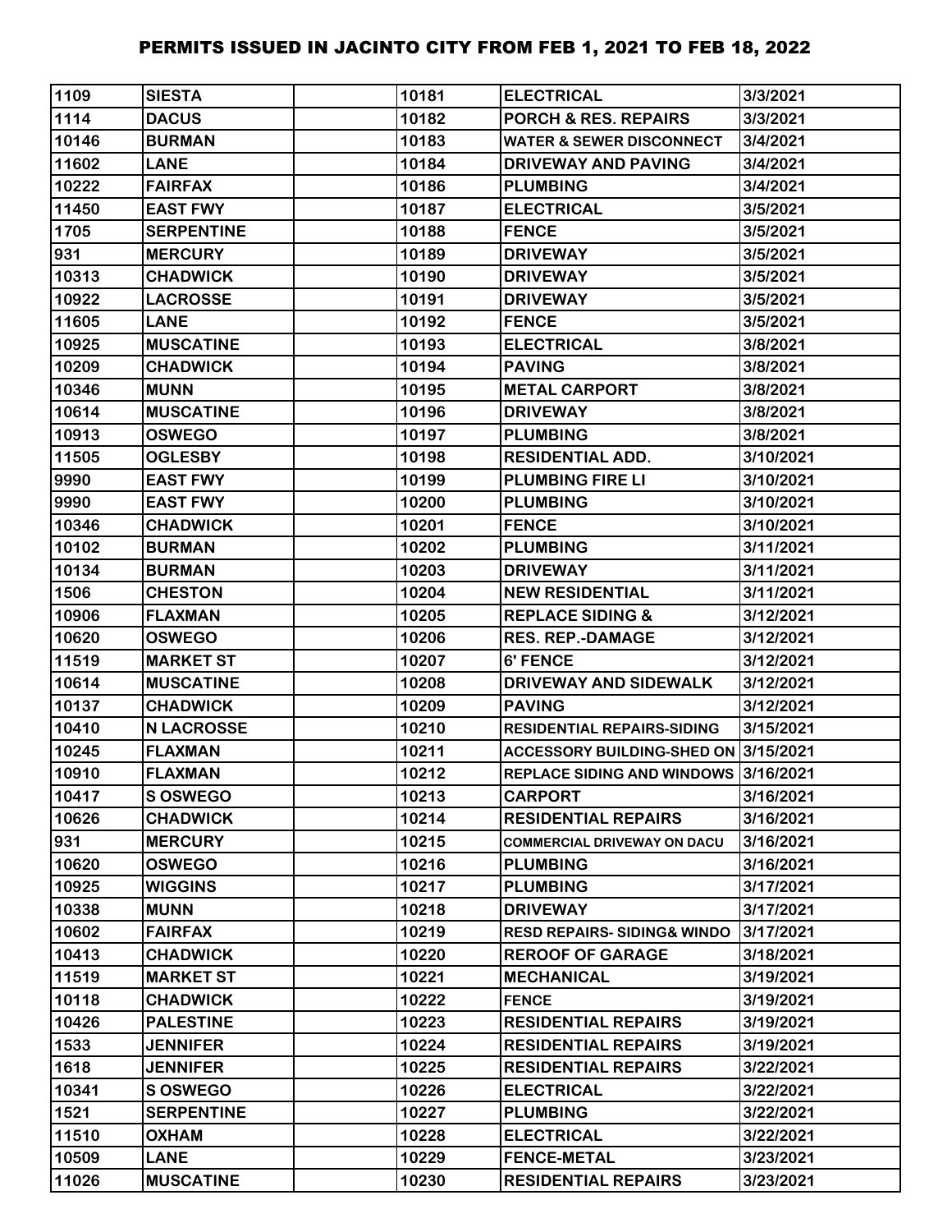| 1109 | SIESTA | | 10181 | ELECTRICAL | 3/3/2021 |
|---|---|---|---|---|---|
| 1114 | DACUS | | 10182 | PORCH & RES. REPAIRS | 3/3/2021 |
| 10146 | BURMAN | | 10183 | WATER & SEWER DISCONNECT | 3/4/2021 |
| 11602 | LANE | | 10184 | DRIVEWAY AND PAVING | 3/4/2021 |
| 10222 | FAIRFAX | | 10186 | PLUMBING | 3/4/2021 |
| 11450 | EAST FWY | | 10187 | ELECTRICAL | 3/5/2021 |
| 1705 | SERPENTINE | | 10188 | FENCE | 3/5/2021 |
| 931 | MERCURY | | 10189 | DRIVEWAY | 3/5/2021 |
| 10313 | CHADWICK | | 10190 | DRIVEWAY | 3/5/2021 |
| 10922 | LACROSSE | | 10191 | DRIVEWAY | 3/5/2021 |
| 11605 | LANE | | 10192 | FENCE | 3/5/2021 |
| 10925 | MUSCATINE | | 10193 | ELECTRICAL | 3/8/2021 |
| 10209 | CHADWICK | | 10194 | PAVING | 3/8/2021 |
| 10346 | MUNN | | 10195 | METAL CARPORT | 3/8/2021 |
| 10614 | MUSCATINE | | 10196 | DRIVEWAY | 3/8/2021 |
| 10913 | OSWEGO | | 10197 | PLUMBING | 3/8/2021 |
| 11505 | OGLESBY | | 10198 | RESIDENTIAL ADD. | 3/10/2021 |
| 9990 | EAST FWY | | 10199 | PLUMBING FIRE LI | 3/10/2021 |
| 9990 | EAST FWY | | 10200 | PLUMBING | 3/10/2021 |
| 10346 | CHADWICK | | 10201 | FENCE | 3/10/2021 |
| 10102 | BURMAN | | 10202 | PLUMBING | 3/11/2021 |
| 10134 | BURMAN | | 10203 | DRIVEWAY | 3/11/2021 |
| 1506 | CHESTON | | 10204 | NEW RESIDENTIAL | 3/11/2021 |
| 10906 | FLAXMAN | | 10205 | REPLACE SIDING & | 3/12/2021 |
| 10620 | OSWEGO | | 10206 | RES. REP.-DAMAGE | 3/12/2021 |
| 11519 | MARKET ST | | 10207 | 6' FENCE | 3/12/2021 |
| 10614 | MUSCATINE | | 10208 | DRIVEWAY AND SIDEWALK | 3/12/2021 |
| 10137 | CHADWICK | | 10209 | PAVING | 3/12/2021 |
| 10410 | N LACROSSE | | 10210 | RESIDENTIAL REPAIRS-SIDING | 3/15/2021 |
| 10245 | FLAXMAN | | 10211 | ACCESSORY BUILDING-SHED ON | 3/15/2021 |
| 10910 | FLAXMAN | | 10212 | REPLACE SIDING AND WINDOWS | 3/16/2021 |
| 10417 | S OSWEGO | | 10213 | CARPORT | 3/16/2021 |
| 10626 | CHADWICK | | 10214 | RESIDENTIAL REPAIRS | 3/16/2021 |
| 931 | MERCURY | | 10215 | COMMERCIAL DRIVEWAY ON DACU | 3/16/2021 |
| 10620 | OSWEGO | | 10216 | PLUMBING | 3/16/2021 |
| 10925 | WIGGINS | | 10217 | PLUMBING | 3/17/2021 |
| 10338 | MUNN | | 10218 | DRIVEWAY | 3/17/2021 |
| 10602 | FAIRFAX | | 10219 | RESD REPAIRS- SIDING& WINDO | 3/17/2021 |
| 10413 | CHADWICK | | 10220 | REROOF OF GARAGE | 3/18/2021 |
| 11519 | MARKET ST | | 10221 | MECHANICAL | 3/19/2021 |
| 10118 | CHADWICK | | 10222 | FENCE | 3/19/2021 |
| 10426 | PALESTINE | | 10223 | RESIDENTIAL REPAIRS | 3/19/2021 |
| 1533 | JENNIFER | | 10224 | RESIDENTIAL REPAIRS | 3/19/2021 |
| 1618 | JENNIFER | | 10225 | RESIDENTIAL REPAIRS | 3/22/2021 |
| 10341 | S OSWEGO | | 10226 | ELECTRICAL | 3/22/2021 |
| 1521 | SERPENTINE | | 10227 | PLUMBING | 3/22/2021 |
| 11510 | OXHAM | | 10228 | ELECTRICAL | 3/22/2021 |
| 10509 | LANE | | 10229 | FENCE-METAL | 3/23/2021 |
| 11026 | MUSCATINE | | 10230 | RESIDENTIAL REPAIRS | 3/23/2021 |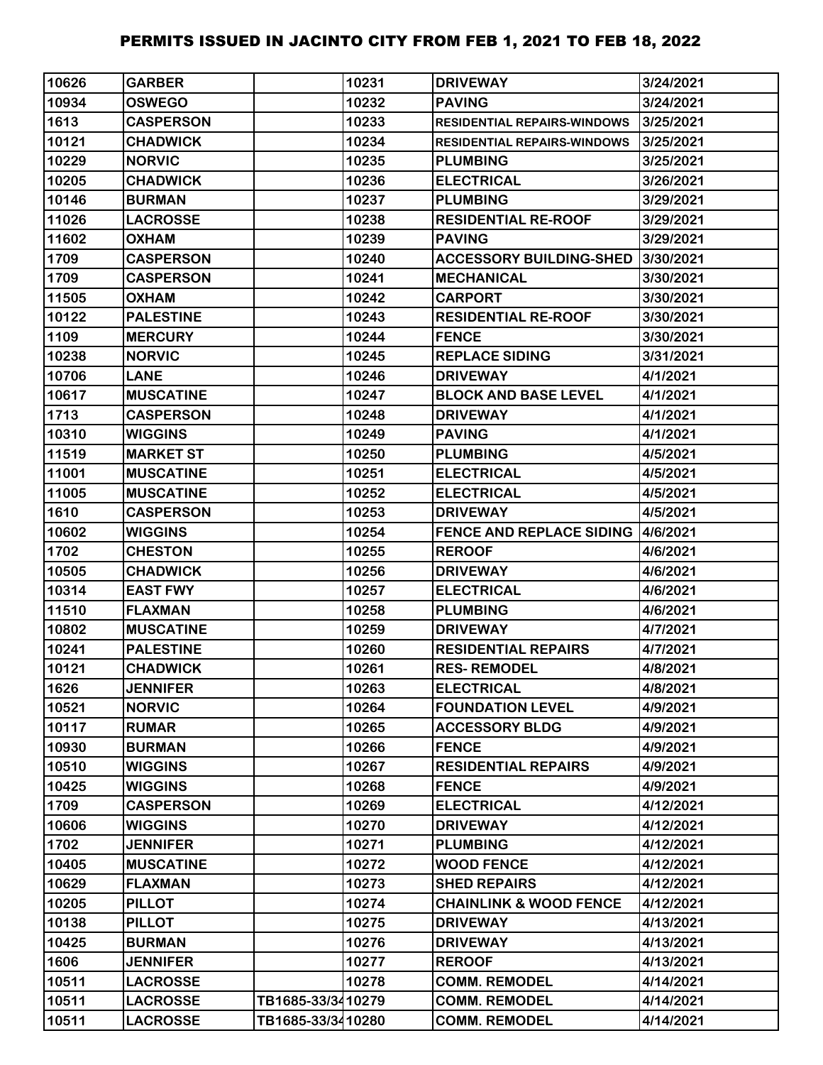# PERMITS ISSUED IN JACINTO CITY FROM FEB 1, 2021 TO FEB 18, 2022

| | | | | | |
|---|---|---|---|---|---|
| 10626 | GARBER | | 10231 | DRIVEWAY | 3/24/2021 |
| 10934 | OSWEGO | | 10232 | PAVING | 3/24/2021 |
| 1613 | CASPERSON | | 10233 | RESIDENTIAL REPAIRS-WINDOWS | 3/25/2021 |
| 10121 | CHADWICK | | 10234 | RESIDENTIAL REPAIRS-WINDOWS | 3/25/2021 |
| 10229 | NORVIC | | 10235 | PLUMBING | 3/25/2021 |
| 10205 | CHADWICK | | 10236 | ELECTRICAL | 3/26/2021 |
| 10146 | BURMAN | | 10237 | PLUMBING | 3/29/2021 |
| 11026 | LACROSSE | | 10238 | RESIDENTIAL RE-ROOF | 3/29/2021 |
| 11602 | OXHAM | | 10239 | PAVING | 3/29/2021 |
| 1709 | CASPERSON | | 10240 | ACCESSORY BUILDING-SHED | 3/30/2021 |
| 1709 | CASPERSON | | 10241 | MECHANICAL | 3/30/2021 |
| 11505 | OXHAM | | 10242 | CARPORT | 3/30/2021 |
| 10122 | PALESTINE | | 10243 | RESIDENTIAL RE-ROOF | 3/30/2021 |
| 1109 | MERCURY | | 10244 | FENCE | 3/30/2021 |
| 10238 | NORVIC | | 10245 | REPLACE SIDING | 3/31/2021 |
| 10706 | LANE | | 10246 | DRIVEWAY | 4/1/2021 |
| 10617 | MUSCATINE | | 10247 | BLOCK AND BASE LEVEL | 4/1/2021 |
| 1713 | CASPERSON | | 10248 | DRIVEWAY | 4/1/2021 |
| 10310 | WIGGINS | | 10249 | PAVING | 4/1/2021 |
| 11519 | MARKET ST | | 10250 | PLUMBING | 4/5/2021 |
| 11001 | MUSCATINE | | 10251 | ELECTRICAL | 4/5/2021 |
| 11005 | MUSCATINE | | 10252 | ELECTRICAL | 4/5/2021 |
| 1610 | CASPERSON | | 10253 | DRIVEWAY | 4/5/2021 |
| 10602 | WIGGINS | | 10254 | FENCE AND REPLACE SIDING | 4/6/2021 |
| 1702 | CHESTON | | 10255 | REROOF | 4/6/2021 |
| 10505 | CHADWICK | | 10256 | DRIVEWAY | 4/6/2021 |
| 10314 | EAST FWY | | 10257 | ELECTRICAL | 4/6/2021 |
| 11510 | FLAXMAN | | 10258 | PLUMBING | 4/6/2021 |
| 10802 | MUSCATINE | | 10259 | DRIVEWAY | 4/7/2021 |
| 10241 | PALESTINE | | 10260 | RESIDENTIAL REPAIRS | 4/7/2021 |
| 10121 | CHADWICK | | 10261 | RES- REMODEL | 4/8/2021 |
| 1626 | JENNIFER | | 10263 | ELECTRICAL | 4/8/2021 |
| 10521 | NORVIC | | 10264 | FOUNDATION LEVEL | 4/9/2021 |
| 10117 | RUMAR | | 10265 | ACCESSORY BLDG | 4/9/2021 |
| 10930 | BURMAN | | 10266 | FENCE | 4/9/2021 |
| 10510 | WIGGINS | | 10267 | RESIDENTIAL REPAIRS | 4/9/2021 |
| 10425 | WIGGINS | | 10268 | FENCE | 4/9/2021 |
| 1709 | CASPERSON | | 10269 | ELECTRICAL | 4/12/2021 |
| 10606 | WIGGINS | | 10270 | DRIVEWAY | 4/12/2021 |
| 1702 | JENNIFER | | 10271 | PLUMBING | 4/12/2021 |
| 10405 | MUSCATINE | | 10272 | WOOD FENCE | 4/12/2021 |
| 10629 | FLAXMAN | | 10273 | SHED REPAIRS | 4/12/2021 |
| 10205 | PILLOT | | 10274 | CHAINLINK & WOOD FENCE | 4/12/2021 |
| 10138 | PILLOT | | 10275 | DRIVEWAY | 4/13/2021 |
| 10425 | BURMAN | | 10276 | DRIVEWAY | 4/13/2021 |
| 1606 | JENNIFER | | 10277 | REROOF | 4/13/2021 |
| 10511 | LACROSSE | | 10278 | COMM. REMODEL | 4/14/2021 |
| 10511 | LACROSSE | TB1685-33/34 | 10279 | COMM. REMODEL | 4/14/2021 |
| 10511 | LACROSSE | TB1685-33/34 | 10280 | COMM. REMODEL | 4/14/2021 |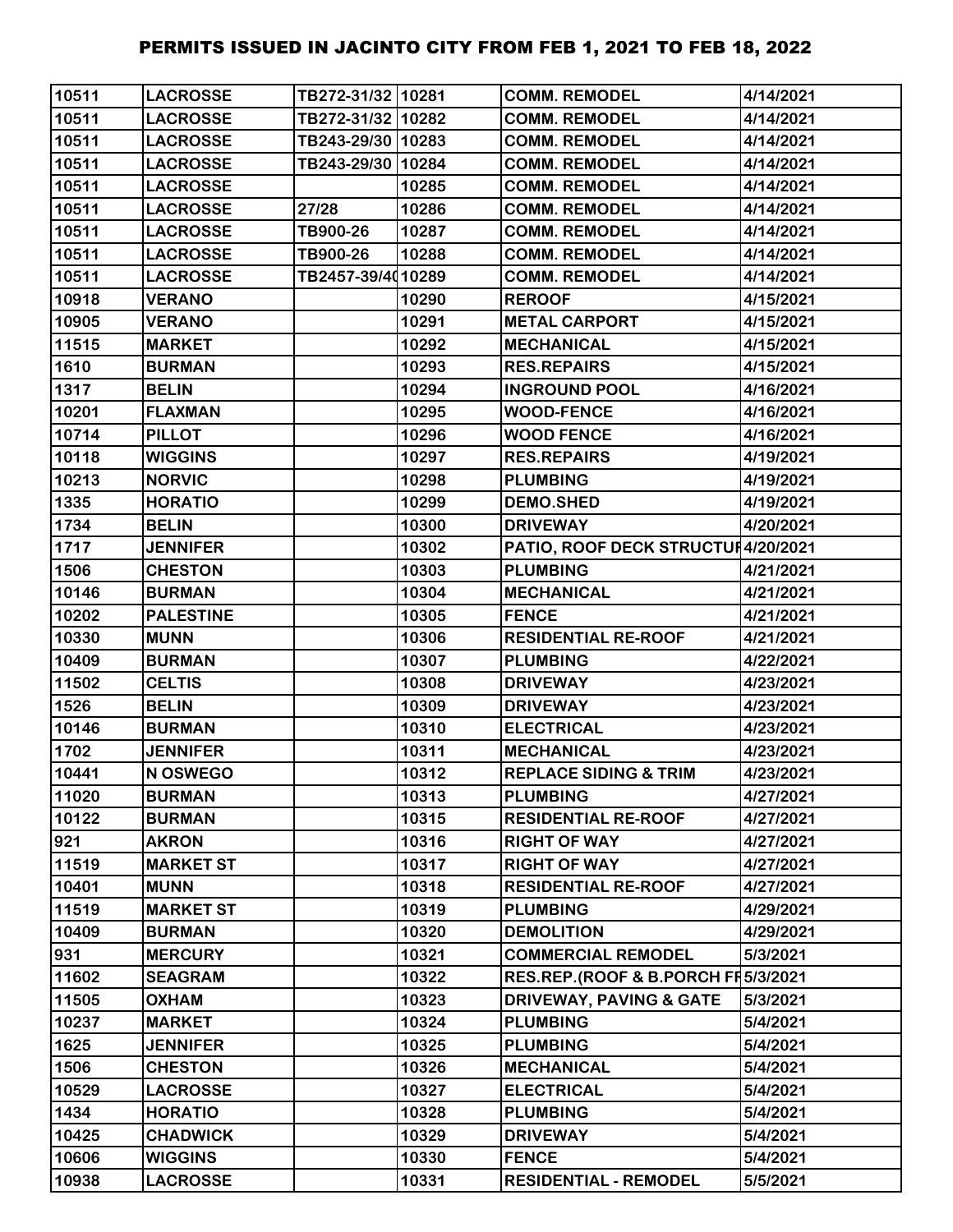# PERMITS ISSUED IN JACINTO CITY FROM FEB 1, 2021 TO FEB 18, 2022

| | | | | | |
|---|---|---|---|---|---|
| 10511 | LACROSSE | TB272-31/32 | 10281 | COMM. REMODEL | 4/14/2021 |
| 10511 | LACROSSE | TB272-31/32 | 10282 | COMM. REMODEL | 4/14/2021 |
| 10511 | LACROSSE | TB243-29/30 | 10283 | COMM. REMODEL | 4/14/2021 |
| 10511 | LACROSSE | TB243-29/30 | 10284 | COMM. REMODEL | 4/14/2021 |
| 10511 | LACROSSE | | 10285 | COMM. REMODEL | 4/14/2021 |
| 10511 | LACROSSE | 27/28 | 10286 | COMM. REMODEL | 4/14/2021 |
| 10511 | LACROSSE | TB900-26 | 10287 | COMM. REMODEL | 4/14/2021 |
| 10511 | LACROSSE | TB900-26 | 10288 | COMM. REMODEL | 4/14/2021 |
| 10511 | LACROSSE | TB2457-39/40 | 10289 | COMM. REMODEL | 4/14/2021 |
| 10918 | VERANO | | 10290 | REROOF | 4/15/2021 |
| 10905 | VERANO | | 10291 | METAL CARPORT | 4/15/2021 |
| 11515 | MARKET | | 10292 | MECHANICAL | 4/15/2021 |
| 1610 | BURMAN | | 10293 | RES.REPAIRS | 4/15/2021 |
| 1317 | BELIN | | 10294 | INGROUND POOL | 4/16/2021 |
| 10201 | FLAXMAN | | 10295 | WOOD-FENCE | 4/16/2021 |
| 10714 | PILLOT | | 10296 | WOOD FENCE | 4/16/2021 |
| 10118 | WIGGINS | | 10297 | RES.REPAIRS | 4/19/2021 |
| 10213 | NORVIC | | 10298 | PLUMBING | 4/19/2021 |
| 1335 | HORATIO | | 10299 | DEMO.SHED | 4/19/2021 |
| 1734 | BELIN | | 10300 | DRIVEWAY | 4/20/2021 |
| 1717 | JENNIFER | | 10302 | PATIO, ROOF DECK STRUCTUR | 4/20/2021 |
| 1506 | CHESTON | | 10303 | PLUMBING | 4/21/2021 |
| 10146 | BURMAN | | 10304 | MECHANICAL | 4/21/2021 |
| 10202 | PALESTINE | | 10305 | FENCE | 4/21/2021 |
| 10330 | MUNN | | 10306 | RESIDENTIAL RE-ROOF | 4/21/2021 |
| 10409 | BURMAN | | 10307 | PLUMBING | 4/22/2021 |
| 11502 | CELTIS | | 10308 | DRIVEWAY | 4/23/2021 |
| 1526 | BELIN | | 10309 | DRIVEWAY | 4/23/2021 |
| 10146 | BURMAN | | 10310 | ELECTRICAL | 4/23/2021 |
| 1702 | JENNIFER | | 10311 | MECHANICAL | 4/23/2021 |
| 10441 | N OSWEGO | | 10312 | REPLACE SIDING & TRIM | 4/23/2021 |
| 11020 | BURMAN | | 10313 | PLUMBING | 4/27/2021 |
| 10122 | BURMAN | | 10315 | RESIDENTIAL RE-ROOF | 4/27/2021 |
| 921 | AKRON | | 10316 | RIGHT OF WAY | 4/27/2021 |
| 11519 | MARKET ST | | 10317 | RIGHT OF WAY | 4/27/2021 |
| 10401 | MUNN | | 10318 | RESIDENTIAL RE-ROOF | 4/27/2021 |
| 11519 | MARKET ST | | 10319 | PLUMBING | 4/29/2021 |
| 10409 | BURMAN | | 10320 | DEMOLITION | 4/29/2021 |
| 931 | MERCURY | | 10321 | COMMERCIAL REMODEL | 5/3/2021 |
| 11602 | SEAGRAM | | 10322 | RES.REP.(ROOF & B.PORCH FR | 5/3/2021 |
| 11505 | OXHAM | | 10323 | DRIVEWAY, PAVING & GATE | 5/3/2021 |
| 10237 | MARKET | | 10324 | PLUMBING | 5/4/2021 |
| 1625 | JENNIFER | | 10325 | PLUMBING | 5/4/2021 |
| 1506 | CHESTON | | 10326 | MECHANICAL | 5/4/2021 |
| 10529 | LACROSSE | | 10327 | ELECTRICAL | 5/4/2021 |
| 1434 | HORATIO | | 10328 | PLUMBING | 5/4/2021 |
| 10425 | CHADWICK | | 10329 | DRIVEWAY | 5/4/2021 |
| 10606 | WIGGINS | | 10330 | FENCE | 5/4/2021 |
| 10938 | LACROSSE | | 10331 | RESIDENTIAL - REMODEL | 5/5/2021 |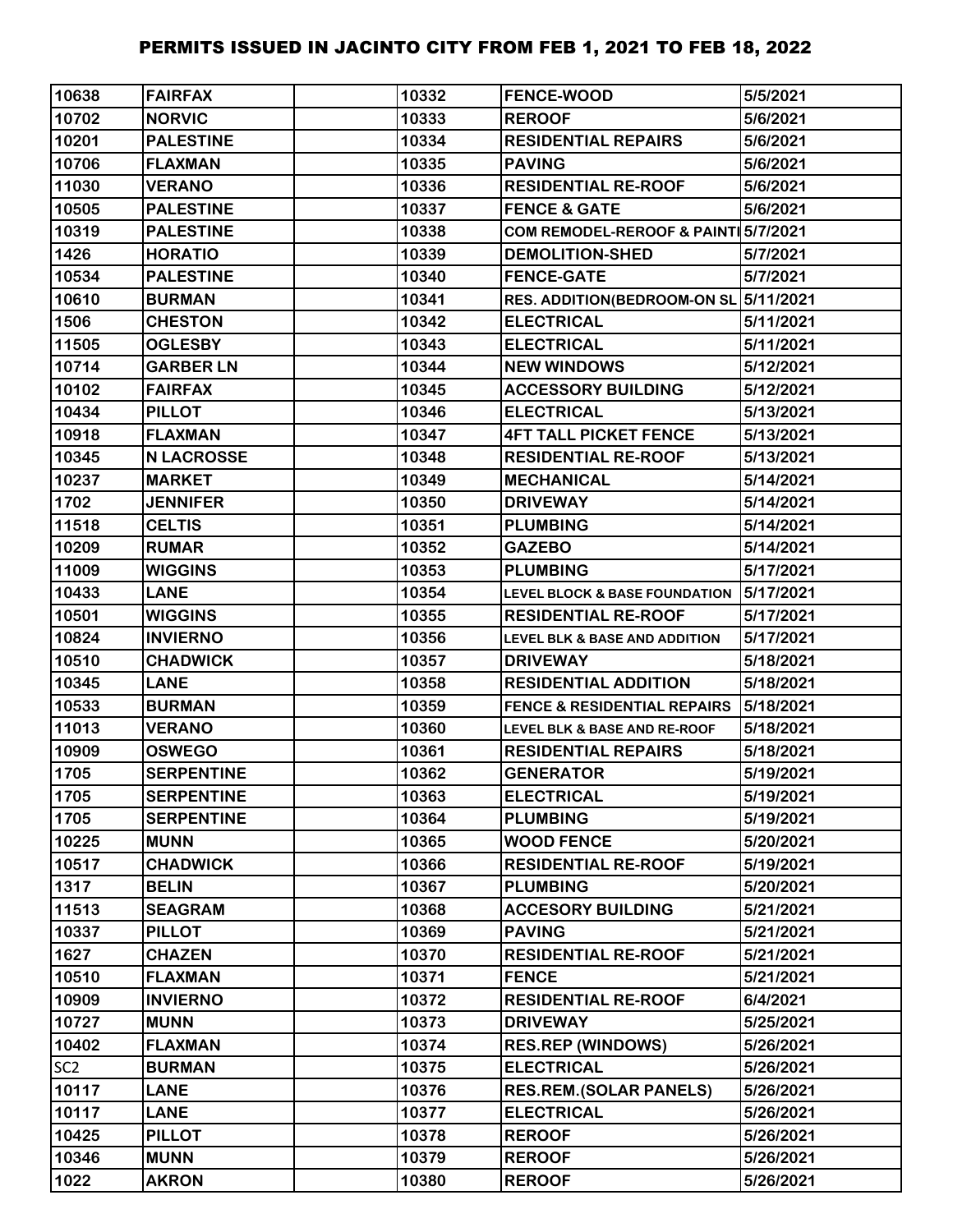| 10638 | FAIRFAX | | 10332 | FENCE-WOOD | 5/5/2021 |
|---|---|---|---|---|---|
| 10702 | NORVIC | | 10333 | REROOF | 5/6/2021 |
| 10201 | PALESTINE | | 10334 | RESIDENTIAL REPAIRS | 5/6/2021 |
| 10706 | FLAXMAN | | 10335 | PAVING | 5/6/2021 |
| 11030 | VERANO | | 10336 | RESIDENTIAL RE-ROOF | 5/6/2021 |
| 10505 | PALESTINE | | 10337 | FENCE & GATE | 5/6/2021 |
| 10319 | PALESTINE | | 10338 | COM REMODEL-REROOF & PAINTI | 5/7/2021 |
| 1426 | HORATIO | | 10339 | DEMOLITION-SHED | 5/7/2021 |
| 10534 | PALESTINE | | 10340 | FENCE-GATE | 5/7/2021 |
| 10610 | BURMAN | | 10341 | RES. ADDITION(BEDROOM-ON SL | 5/11/2021 |
| 1506 | CHESTON | | 10342 | ELECTRICAL | 5/11/2021 |
| 11505 | OGLESBY | | 10343 | ELECTRICAL | 5/11/2021 |
| 10714 | GARBER LN | | 10344 | NEW WINDOWS | 5/12/2021 |
| 10102 | FAIRFAX | | 10345 | ACCESSORY BUILDING | 5/12/2021 |
| 10434 | PILLOT | | 10346 | ELECTRICAL | 5/13/2021 |
| 10918 | FLAXMAN | | 10347 | 4FT TALL PICKET FENCE | 5/13/2021 |
| 10345 | N LACROSSE | | 10348 | RESIDENTIAL RE-ROOF | 5/13/2021 |
| 10237 | MARKET | | 10349 | MECHANICAL | 5/14/2021 |
| 1702 | JENNIFER | | 10350 | DRIVEWAY | 5/14/2021 |
| 11518 | CELTIS | | 10351 | PLUMBING | 5/14/2021 |
| 10209 | RUMAR | | 10352 | GAZEBO | 5/14/2021 |
| 11009 | WIGGINS | | 10353 | PLUMBING | 5/17/2021 |
| 10433 | LANE | | 10354 | LEVEL BLOCK & BASE FOUNDATION | 5/17/2021 |
| 10501 | WIGGINS | | 10355 | RESIDENTIAL RE-ROOF | 5/17/2021 |
| 10824 | INVIERNO | | 10356 | LEVEL BLK & BASE AND ADDITION | 5/17/2021 |
| 10510 | CHADWICK | | 10357 | DRIVEWAY | 5/18/2021 |
| 10345 | LANE | | 10358 | RESIDENTIAL ADDITION | 5/18/2021 |
| 10533 | BURMAN | | 10359 | FENCE & RESIDENTIAL REPAIRS | 5/18/2021 |
| 11013 | VERANO | | 10360 | LEVEL BLK & BASE AND RE-ROOF | 5/18/2021 |
| 10909 | OSWEGO | | 10361 | RESIDENTIAL REPAIRS | 5/18/2021 |
| 1705 | SERPENTINE | | 10362 | GENERATOR | 5/19/2021 |
| 1705 | SERPENTINE | | 10363 | ELECTRICAL | 5/19/2021 |
| 1705 | SERPENTINE | | 10364 | PLUMBING | 5/19/2021 |
| 10225 | MUNN | | 10365 | WOOD FENCE | 5/20/2021 |
| 10517 | CHADWICK | | 10366 | RESIDENTIAL RE-ROOF | 5/19/2021 |
| 1317 | BELIN | | 10367 | PLUMBING | 5/20/2021 |
| 11513 | SEAGRAM | | 10368 | ACCESORY BUILDING | 5/21/2021 |
| 10337 | PILLOT | | 10369 | PAVING | 5/21/2021 |
| 1627 | CHAZEN | | 10370 | RESIDENTIAL RE-ROOF | 5/21/2021 |
| 10510 | FLAXMAN | | 10371 | FENCE | 5/21/2021 |
| 10909 | INVIERNO | | 10372 | RESIDENTIAL RE-ROOF | 6/4/2021 |
| 10727 | MUNN | | 10373 | DRIVEWAY | 5/25/2021 |
| 10402 | FLAXMAN | | 10374 | RES.REP (WINDOWS) | 5/26/2021 |
| SC2 | BURMAN | | 10375 | ELECTRICAL | 5/26/2021 |
| 10117 | LANE | | 10376 | RES.REM.(SOLAR PANELS) | 5/26/2021 |
| 10117 | LANE | | 10377 | ELECTRICAL | 5/26/2021 |
| 10425 | PILLOT | | 10378 | REROOF | 5/26/2021 |
| 10346 | MUNN | | 10379 | REROOF | 5/26/2021 |
| 1022 | AKRON | | 10380 | REROOF | 5/26/2021 |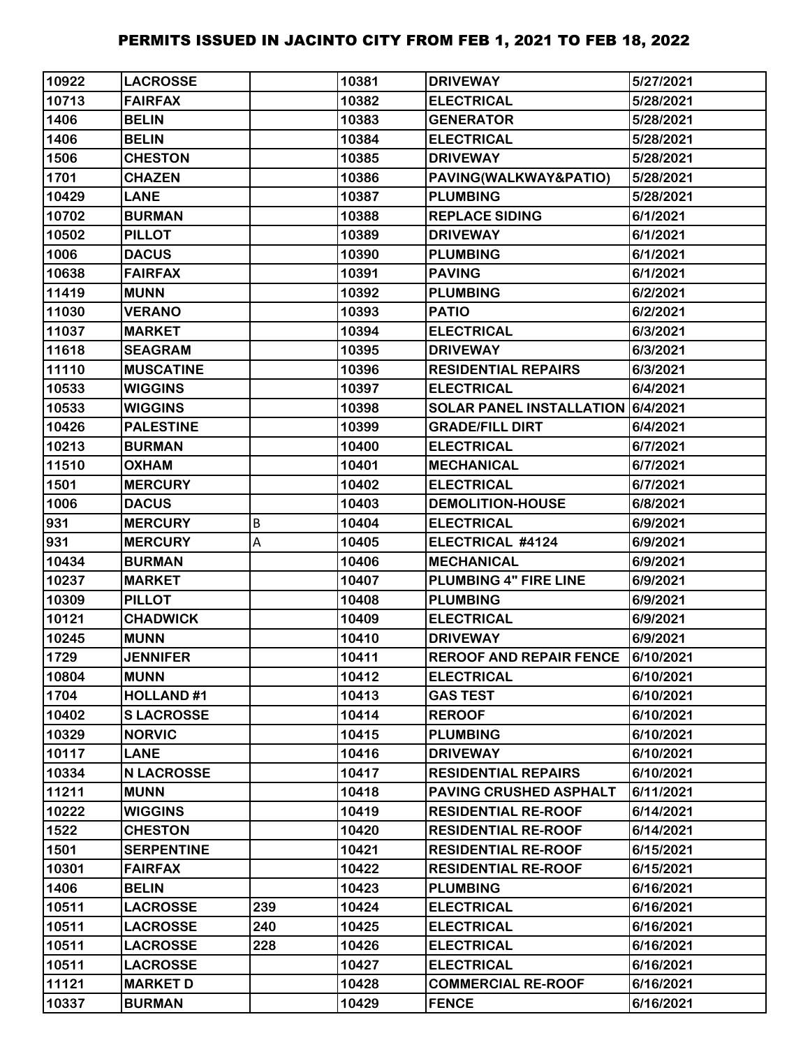| 10922 | LACROSSE | | 10381 | DRIVEWAY | 5/27/2021 |
|---|---|---|---|---|---|
| 10713 | FAIRFAX | | 10382 | ELECTRICAL | 5/28/2021 |
| 1406 | BELIN | | 10383 | GENERATOR | 5/28/2021 |
| 1406 | BELIN | | 10384 | ELECTRICAL | 5/28/2021 |
| 1506 | CHESTON | | 10385 | DRIVEWAY | 5/28/2021 |
| 1701 | CHAZEN | | 10386 | PAVING(WALKWAY&PATIO) | 5/28/2021 |
| 10429 | LANE | | 10387 | PLUMBING | 5/28/2021 |
| 10702 | BURMAN | | 10388 | REPLACE SIDING | 6/1/2021 |
| 10502 | PILLOT | | 10389 | DRIVEWAY | 6/1/2021 |
| 1006 | DACUS | | 10390 | PLUMBING | 6/1/2021 |
| 10638 | FAIRFAX | | 10391 | PAVING | 6/1/2021 |
| 11419 | MUNN | | 10392 | PLUMBING | 6/2/2021 |
| 11030 | VERANO | | 10393 | PATIO | 6/2/2021 |
| 11037 | MARKET | | 10394 | ELECTRICAL | 6/3/2021 |
| 11618 | SEAGRAM | | 10395 | DRIVEWAY | 6/3/2021 |
| 11110 | MUSCATINE | | 10396 | RESIDENTIAL REPAIRS | 6/3/2021 |
| 10533 | WIGGINS | | 10397 | ELECTRICAL | 6/4/2021 |
| 10533 | WIGGINS | | 10398 | SOLAR PANEL INSTALLATION | 6/4/2021 |
| 10426 | PALESTINE | | 10399 | GRADE/FILL DIRT | 6/4/2021 |
| 10213 | BURMAN | | 10400 | ELECTRICAL | 6/7/2021 |
| 11510 | OXHAM | | 10401 | MECHANICAL | 6/7/2021 |
| 1501 | MERCURY | | 10402 | ELECTRICAL | 6/7/2021 |
| 1006 | DACUS | | 10403 | DEMOLITION-HOUSE | 6/8/2021 |
| 931 | MERCURY | B | 10404 | ELECTRICAL | 6/9/2021 |
| 931 | MERCURY | A | 10405 | ELECTRICAL #4124 | 6/9/2021 |
| 10434 | BURMAN | | 10406 | MECHANICAL | 6/9/2021 |
| 10237 | MARKET | | 10407 | PLUMBING 4" FIRE LINE | 6/9/2021 |
| 10309 | PILLOT | | 10408 | PLUMBING | 6/9/2021 |
| 10121 | CHADWICK | | 10409 | ELECTRICAL | 6/9/2021 |
| 10245 | MUNN | | 10410 | DRIVEWAY | 6/9/2021 |
| 1729 | JENNIFER | | 10411 | REROOF AND REPAIR FENCE | 6/10/2021 |
| 10804 | MUNN | | 10412 | ELECTRICAL | 6/10/2021 |
| 1704 | HOLLAND #1 | | 10413 | GAS TEST | 6/10/2021 |
| 10402 | S LACROSSE | | 10414 | REROOF | 6/10/2021 |
| 10329 | NORVIC | | 10415 | PLUMBING | 6/10/2021 |
| 10117 | LANE | | 10416 | DRIVEWAY | 6/10/2021 |
| 10334 | N LACROSSE | | 10417 | RESIDENTIAL REPAIRS | 6/10/2021 |
| 11211 | MUNN | | 10418 | PAVING CRUSHED ASPHALT | 6/11/2021 |
| 10222 | WIGGINS | | 10419 | RESIDENTIAL RE-ROOF | 6/14/2021 |
| 1522 | CHESTON | | 10420 | RESIDENTIAL RE-ROOF | 6/14/2021 |
| 1501 | SERPENTINE | | 10421 | RESIDENTIAL RE-ROOF | 6/15/2021 |
| 10301 | FAIRFAX | | 10422 | RESIDENTIAL RE-ROOF | 6/15/2021 |
| 1406 | BELIN | | 10423 | PLUMBING | 6/16/2021 |
| 10511 | LACROSSE | 239 | 10424 | ELECTRICAL | 6/16/2021 |
| 10511 | LACROSSE | 240 | 10425 | ELECTRICAL | 6/16/2021 |
| 10511 | LACROSSE | 228 | 10426 | ELECTRICAL | 6/16/2021 |
| 10511 | LACROSSE | | 10427 | ELECTRICAL | 6/16/2021 |
| 11121 | MARKET D | | 10428 | COMMERCIAL RE-ROOF | 6/16/2021 |
| 10337 | BURMAN | | 10429 | FENCE | 6/16/2021 |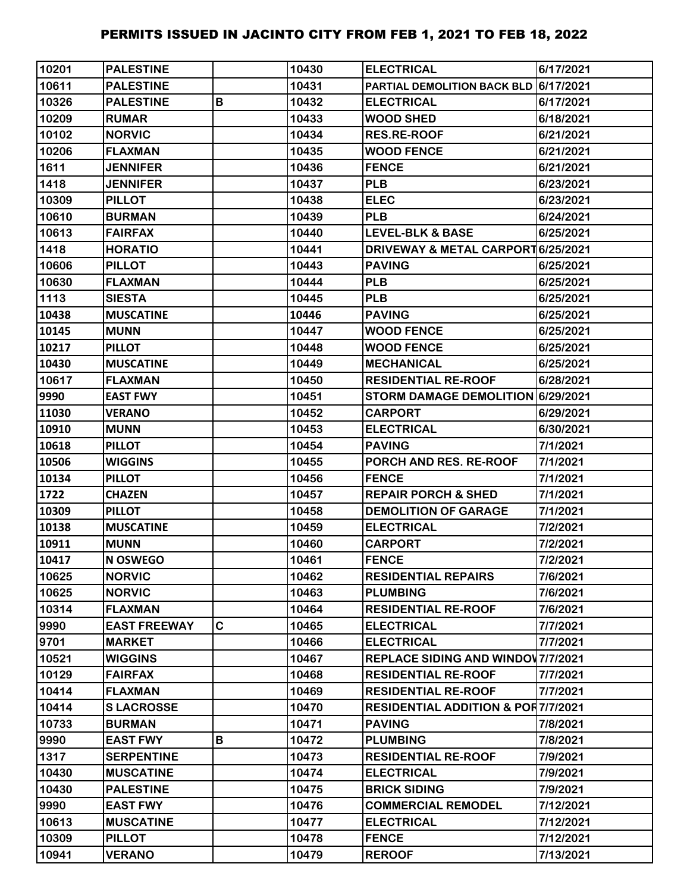# PERMITS ISSUED IN JACINTO CITY FROM FEB 1, 2021 TO FEB 18, 2022

| | | | | | |
|---|---|---|---|---|---|
| 10201 | PALESTINE | | 10430 | ELECTRICAL | 6/17/2021 |
| 10611 | PALESTINE | | 10431 | PARTIAL DEMOLITION BACK BLD | 6/17/2021 |
| 10326 | PALESTINE | B | 10432 | ELECTRICAL | 6/17/2021 |
| 10209 | RUMAR | | 10433 | WOOD SHED | 6/18/2021 |
| 10102 | NORVIC | | 10434 | RES.RE-ROOF | 6/21/2021 |
| 10206 | FLAXMAN | | 10435 | WOOD FENCE | 6/21/2021 |
| 1611 | JENNIFER | | 10436 | FENCE | 6/21/2021 |
| 1418 | JENNIFER | | 10437 | PLB | 6/23/2021 |
| 10309 | PILLOT | | 10438 | ELEC | 6/23/2021 |
| 10610 | BURMAN | | 10439 | PLB | 6/24/2021 |
| 10613 | FAIRFAX | | 10440 | LEVEL-BLK & BASE | 6/25/2021 |
| 1418 | HORATIO | | 10441 | DRIVEWAY & METAL CARPORT | 6/25/2021 |
| 10606 | PILLOT | | 10443 | PAVING | 6/25/2021 |
| 10630 | FLAXMAN | | 10444 | PLB | 6/25/2021 |
| 1113 | SIESTA | | 10445 | PLB | 6/25/2021 |
| 10438 | MUSCATINE | | 10446 | PAVING | 6/25/2021 |
| 10145 | MUNN | | 10447 | WOOD FENCE | 6/25/2021 |
| 10217 | PILLOT | | 10448 | WOOD FENCE | 6/25/2021 |
| 10430 | MUSCATINE | | 10449 | MECHANICAL | 6/25/2021 |
| 10617 | FLAXMAN | | 10450 | RESIDENTIAL RE-ROOF | 6/28/2021 |
| 9990 | EAST FWY | | 10451 | STORM DAMAGE DEMOLITION | 6/29/2021 |
| 11030 | VERANO | | 10452 | CARPORT | 6/29/2021 |
| 10910 | MUNN | | 10453 | ELECTRICAL | 6/30/2021 |
| 10618 | PILLOT | | 10454 | PAVING | 7/1/2021 |
| 10506 | WIGGINS | | 10455 | PORCH AND RES. RE-ROOF | 7/1/2021 |
| 10134 | PILLOT | | 10456 | FENCE | 7/1/2021 |
| 1722 | CHAZEN | | 10457 | REPAIR PORCH & SHED | 7/1/2021 |
| 10309 | PILLOT | | 10458 | DEMOLITION OF GARAGE | 7/1/2021 |
| 10138 | MUSCATINE | | 10459 | ELECTRICAL | 7/2/2021 |
| 10911 | MUNN | | 10460 | CARPORT | 7/2/2021 |
| 10417 | N OSWEGO | | 10461 | FENCE | 7/2/2021 |
| 10625 | NORVIC | | 10462 | RESIDENTIAL REPAIRS | 7/6/2021 |
| 10625 | NORVIC | | 10463 | PLUMBING | 7/6/2021 |
| 10314 | FLAXMAN | | 10464 | RESIDENTIAL RE-ROOF | 7/6/2021 |
| 9990 | EAST FREEWAY | C | 10465 | ELECTRICAL | 7/7/2021 |
| 9701 | MARKET | | 10466 | ELECTRICAL | 7/7/2021 |
| 10521 | WIGGINS | | 10467 | REPLACE SIDING AND WINDOV | 7/7/2021 |
| 10129 | FAIRFAX | | 10468 | RESIDENTIAL RE-ROOF | 7/7/2021 |
| 10414 | FLAXMAN | | 10469 | RESIDENTIAL RE-ROOF | 7/7/2021 |
| 10414 | S LACROSSE | | 10470 | RESIDENTIAL ADDITION & POR | 7/7/2021 |
| 10733 | BURMAN | | 10471 | PAVING | 7/8/2021 |
| 9990 | EAST FWY | B | 10472 | PLUMBING | 7/8/2021 |
| 1317 | SERPENTINE | | 10473 | RESIDENTIAL RE-ROOF | 7/9/2021 |
| 10430 | MUSCATINE | | 10474 | ELECTRICAL | 7/9/2021 |
| 10430 | PALESTINE | | 10475 | BRICK SIDING | 7/9/2021 |
| 9990 | EAST FWY | | 10476 | COMMERCIAL REMODEL | 7/12/2021 |
| 10613 | MUSCATINE | | 10477 | ELECTRICAL | 7/12/2021 |
| 10309 | PILLOT | | 10478 | FENCE | 7/12/2021 |
| 10941 | VERANO | | 10479 | REROOF | 7/13/2021 |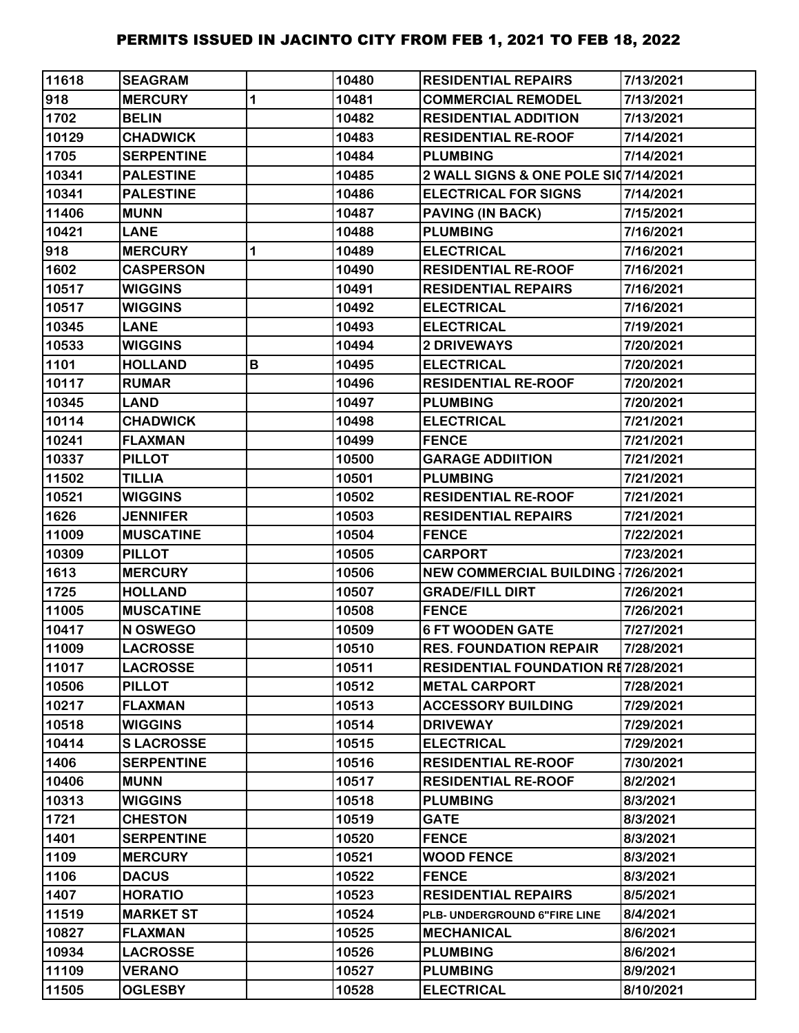| 11618 | SEAGRAM | | 10480 | RESIDENTIAL REPAIRS | 7/13/2021 |
|---|---|---|---|---|---|
| 918 | MERCURY | 1 | 10481 | COMMERCIAL REMODEL | 7/13/2021 |
| 1702 | BELIN | | 10482 | RESIDENTIAL ADDITION | 7/13/2021 |
| 10129 | CHADWICK | | 10483 | RESIDENTIAL RE-ROOF | 7/14/2021 |
| 1705 | SERPENTINE | | 10484 | PLUMBING | 7/14/2021 |
| 10341 | PALESTINE | | 10485 | 2 WALL SIGNS & ONE POLE SI | 7/14/2021 |
| 10341 | PALESTINE | | 10486 | ELECTRICAL FOR SIGNS | 7/14/2021 |
| 11406 | MUNN | | 10487 | PAVING (IN BACK) | 7/15/2021 |
| 10421 | LANE | | 10488 | PLUMBING | 7/16/2021 |
| 918 | MERCURY | 1 | 10489 | ELECTRICAL | 7/16/2021 |
| 1602 | CASPERSON | | 10490 | RESIDENTIAL RE-ROOF | 7/16/2021 |
| 10517 | WIGGINS | | 10491 | RESIDENTIAL REPAIRS | 7/16/2021 |
| 10517 | WIGGINS | | 10492 | ELECTRICAL | 7/16/2021 |
| 10345 | LANE | | 10493 | ELECTRICAL | 7/19/2021 |
| 10533 | WIGGINS | | 10494 | 2 DRIVEWAYS | 7/20/2021 |
| 1101 | HOLLAND | B | 10495 | ELECTRICAL | 7/20/2021 |
| 10117 | RUMAR | | 10496 | RESIDENTIAL RE-ROOF | 7/20/2021 |
| 10345 | LAND | | 10497 | PLUMBING | 7/20/2021 |
| 10114 | CHADWICK | | 10498 | ELECTRICAL | 7/21/2021 |
| 10241 | FLAXMAN | | 10499 | FENCE | 7/21/2021 |
| 10337 | PILLOT | | 10500 | GARAGE ADDIITION | 7/21/2021 |
| 11502 | TILLIA | | 10501 | PLUMBING | 7/21/2021 |
| 10521 | WIGGINS | | 10502 | RESIDENTIAL RE-ROOF | 7/21/2021 |
| 1626 | JENNIFER | | 10503 | RESIDENTIAL REPAIRS | 7/21/2021 |
| 11009 | MUSCATINE | | 10504 | FENCE | 7/22/2021 |
| 10309 | PILLOT | | 10505 | CARPORT | 7/23/2021 |
| 1613 | MERCURY | | 10506 | NEW COMMERCIAL BUILDING - | 7/26/2021 |
| 1725 | HOLLAND | | 10507 | GRADE/FILL DIRT | 7/26/2021 |
| 11005 | MUSCATINE | | 10508 | FENCE | 7/26/2021 |
| 10417 | N OSWEGO | | 10509 | 6 FT WOODEN GATE | 7/27/2021 |
| 11009 | LACROSSE | | 10510 | RES. FOUNDATION REPAIR | 7/28/2021 |
| 11017 | LACROSSE | | 10511 | RESIDENTIAL FOUNDATION RE | 7/28/2021 |
| 10506 | PILLOT | | 10512 | METAL CARPORT | 7/28/2021 |
| 10217 | FLAXMAN | | 10513 | ACCESSORY BUILDING | 7/29/2021 |
| 10518 | WIGGINS | | 10514 | DRIVEWAY | 7/29/2021 |
| 10414 | S LACROSSE | | 10515 | ELECTRICAL | 7/29/2021 |
| 1406 | SERPENTINE | | 10516 | RESIDENTIAL RE-ROOF | 7/30/2021 |
| 10406 | MUNN | | 10517 | RESIDENTIAL RE-ROOF | 8/2/2021 |
| 10313 | WIGGINS | | 10518 | PLUMBING | 8/3/2021 |
| 1721 | CHESTON | | 10519 | GATE | 8/3/2021 |
| 1401 | SERPENTINE | | 10520 | FENCE | 8/3/2021 |
| 1109 | MERCURY | | 10521 | WOOD FENCE | 8/3/2021 |
| 1106 | DACUS | | 10522 | FENCE | 8/3/2021 |
| 1407 | HORATIO | | 10523 | RESIDENTIAL REPAIRS | 8/5/2021 |
| 11519 | MARKET ST | | 10524 | PLB- UNDERGROUND 6"FIRE LINE | 8/4/2021 |
| 10827 | FLAXMAN | | 10525 | MECHANICAL | 8/6/2021 |
| 10934 | LACROSSE | | 10526 | PLUMBING | 8/6/2021 |
| 11109 | VERANO | | 10527 | PLUMBING | 8/9/2021 |
| 11505 | OGLESBY | | 10528 | ELECTRICAL | 8/10/2021 |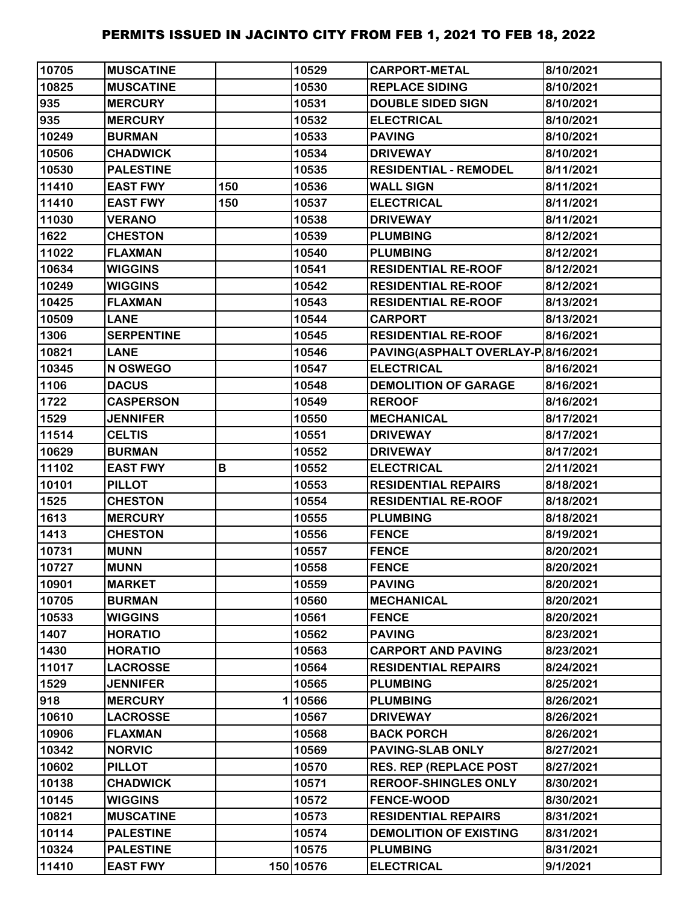# PERMITS ISSUED IN JACINTO CITY FROM FEB 1, 2021 TO FEB 18, 2022

| | | | | | |
|---|---|---|---|---|---|
| 10705 | MUSCATINE | | 10529 | CARPORT-METAL | 8/10/2021 |
| 10825 | MUSCATINE | | 10530 | REPLACE SIDING | 8/10/2021 |
| 935 | MERCURY | | 10531 | DOUBLE SIDED SIGN | 8/10/2021 |
| 935 | MERCURY | | 10532 | ELECTRICAL | 8/10/2021 |
| 10249 | BURMAN | | 10533 | PAVING | 8/10/2021 |
| 10506 | CHADWICK | | 10534 | DRIVEWAY | 8/10/2021 |
| 10530 | PALESTINE | | 10535 | RESIDENTIAL - REMODEL | 8/11/2021 |
| 11410 | EAST FWY | 150 | 10536 | WALL SIGN | 8/11/2021 |
| 11410 | EAST FWY | 150 | 10537 | ELECTRICAL | 8/11/2021 |
| 11030 | VERANO | | 10538 | DRIVEWAY | 8/11/2021 |
| 1622 | CHESTON | | 10539 | PLUMBING | 8/12/2021 |
| 11022 | FLAXMAN | | 10540 | PLUMBING | 8/12/2021 |
| 10634 | WIGGINS | | 10541 | RESIDENTIAL RE-ROOF | 8/12/2021 |
| 10249 | WIGGINS | | 10542 | RESIDENTIAL RE-ROOF | 8/12/2021 |
| 10425 | FLAXMAN | | 10543 | RESIDENTIAL RE-ROOF | 8/13/2021 |
| 10509 | LANE | | 10544 | CARPORT | 8/13/2021 |
| 1306 | SERPENTINE | | 10545 | RESIDENTIAL RE-ROOF | 8/16/2021 |
| 10821 | LANE | | 10546 | PAVING(ASPHALT OVERLAY-P | 8/16/2021 |
| 10345 | N OSWEGO | | 10547 | ELECTRICAL | 8/16/2021 |
| 1106 | DACUS | | 10548 | DEMOLITION OF GARAGE | 8/16/2021 |
| 1722 | CASPERSON | | 10549 | REROOF | 8/16/2021 |
| 1529 | JENNIFER | | 10550 | MECHANICAL | 8/17/2021 |
| 11514 | CELTIS | | 10551 | DRIVEWAY | 8/17/2021 |
| 10629 | BURMAN | | 10552 | DRIVEWAY | 8/17/2021 |
| 11102 | EAST FWY | B | 10552 | ELECTRICAL | 2/11/2021 |
| 10101 | PILLOT | | 10553 | RESIDENTIAL REPAIRS | 8/18/2021 |
| 1525 | CHESTON | | 10554 | RESIDENTIAL RE-ROOF | 8/18/2021 |
| 1613 | MERCURY | | 10555 | PLUMBING | 8/18/2021 |
| 1413 | CHESTON | | 10556 | FENCE | 8/19/2021 |
| 10731 | MUNN | | 10557 | FENCE | 8/20/2021 |
| 10727 | MUNN | | 10558 | FENCE | 8/20/2021 |
| 10901 | MARKET | | 10559 | PAVING | 8/20/2021 |
| 10705 | BURMAN | | 10560 | MECHANICAL | 8/20/2021 |
| 10533 | WIGGINS | | 10561 | FENCE | 8/20/2021 |
| 1407 | HORATIO | | 10562 | PAVING | 8/23/2021 |
| 1430 | HORATIO | | 10563 | CARPORT AND PAVING | 8/23/2021 |
| 11017 | LACROSSE | | 10564 | RESIDENTIAL REPAIRS | 8/24/2021 |
| 1529 | JENNIFER | | 10565 | PLUMBING | 8/25/2021 |
| 918 | MERCURY | 1 | 10566 | PLUMBING | 8/26/2021 |
| 10610 | LACROSSE | | 10567 | DRIVEWAY | 8/26/2021 |
| 10906 | FLAXMAN | | 10568 | BACK PORCH | 8/26/2021 |
| 10342 | NORVIC | | 10569 | PAVING-SLAB ONLY | 8/27/2021 |
| 10602 | PILLOT | | 10570 | RES. REP (REPLACE POST | 8/27/2021 |
| 10138 | CHADWICK | | 10571 | REROOF-SHINGLES ONLY | 8/30/2021 |
| 10145 | WIGGINS | | 10572 | FENCE-WOOD | 8/30/2021 |
| 10821 | MUSCATINE | | 10573 | RESIDENTIAL REPAIRS | 8/31/2021 |
| 10114 | PALESTINE | | 10574 | DEMOLITION OF EXISTING | 8/31/2021 |
| 10324 | PALESTINE | | 10575 | PLUMBING | 8/31/2021 |
| 11410 | EAST FWY | 150 | 10576 | ELECTRICAL | 9/1/2021 |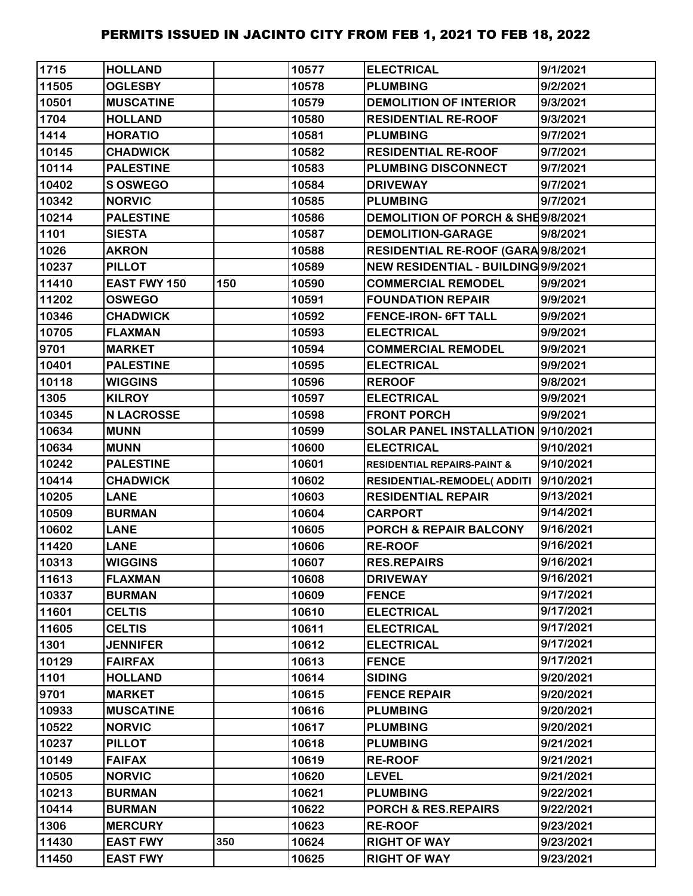# PERMITS ISSUED IN JACINTO CITY FROM FEB 1, 2021 TO FEB 18, 2022

| | | | | | |
|---|---|---|---|---|---|
| 1715 | HOLLAND | | 10577 | ELECTRICAL | 9/1/2021 |
| 11505 | OGLESBY | | 10578 | PLUMBING | 9/2/2021 |
| 10501 | MUSCATINE | | 10579 | DEMOLITION OF INTERIOR | 9/3/2021 |
| 1704 | HOLLAND | | 10580 | RESIDENTIAL RE-ROOF | 9/3/2021 |
| 1414 | HORATIO | | 10581 | PLUMBING | 9/7/2021 |
| 10145 | CHADWICK | | 10582 | RESIDENTIAL RE-ROOF | 9/7/2021 |
| 10114 | PALESTINE | | 10583 | PLUMBING DISCONNECT | 9/7/2021 |
| 10402 | S OSWEGO | | 10584 | DRIVEWAY | 9/7/2021 |
| 10342 | NORVIC | | 10585 | PLUMBING | 9/7/2021 |
| 10214 | PALESTINE | | 10586 | DEMOLITION OF PORCH & SHE | 9/8/2021 |
| 1101 | SIESTA | | 10587 | DEMOLITION-GARAGE | 9/8/2021 |
| 1026 | AKRON | | 10588 | RESIDENTIAL RE-ROOF (GARA | 9/8/2021 |
| 10237 | PILLOT | | 10589 | NEW RESIDENTIAL - BUILDING | 9/9/2021 |
| 11410 | EAST FWY 150 | 150 | 10590 | COMMERCIAL REMODEL | 9/9/2021 |
| 11202 | OSWEGO | | 10591 | FOUNDATION REPAIR | 9/9/2021 |
| 10346 | CHADWICK | | 10592 | FENCE-IRON- 6FT TALL | 9/9/2021 |
| 10705 | FLAXMAN | | 10593 | ELECTRICAL | 9/9/2021 |
| 9701 | MARKET | | 10594 | COMMERCIAL REMODEL | 9/9/2021 |
| 10401 | PALESTINE | | 10595 | ELECTRICAL | 9/9/2021 |
| 10118 | WIGGINS | | 10596 | REROOF | 9/8/2021 |
| 1305 | KILROY | | 10597 | ELECTRICAL | 9/9/2021 |
| 10345 | N LACROSSE | | 10598 | FRONT PORCH | 9/9/2021 |
| 10634 | MUNN | | 10599 | SOLAR PANEL INSTALLATION | 9/10/2021 |
| 10634 | MUNN | | 10600 | ELECTRICAL | 9/10/2021 |
| 10242 | PALESTINE | | 10601 | RESIDENTIAL REPAIRS-PAINT & | 9/10/2021 |
| 10414 | CHADWICK | | 10602 | RESIDENTIAL-REMODEL( ADDITI | 9/10/2021 |
| 10205 | LANE | | 10603 | RESIDENTIAL REPAIR | 9/13/2021 |
| 10509 | BURMAN | | 10604 | CARPORT | 9/14/2021 |
| 10602 | LANE | | 10605 | PORCH & REPAIR BALCONY | 9/16/2021 |
| 11420 | LANE | | 10606 | RE-ROOF | 9/16/2021 |
| 10313 | WIGGINS | | 10607 | RES.REPAIRS | 9/16/2021 |
| 11613 | FLAXMAN | | 10608 | DRIVEWAY | 9/16/2021 |
| 10337 | BURMAN | | 10609 | FENCE | 9/17/2021 |
| 11601 | CELTIS | | 10610 | ELECTRICAL | 9/17/2021 |
| 11605 | CELTIS | | 10611 | ELECTRICAL | 9/17/2021 |
| 1301 | JENNIFER | | 10612 | ELECTRICAL | 9/17/2021 |
| 10129 | FAIRFAX | | 10613 | FENCE | 9/17/2021 |
| 1101 | HOLLAND | | 10614 | SIDING | 9/20/2021 |
| 9701 | MARKET | | 10615 | FENCE REPAIR | 9/20/2021 |
| 10933 | MUSCATINE | | 10616 | PLUMBING | 9/20/2021 |
| 10522 | NORVIC | | 10617 | PLUMBING | 9/20/2021 |
| 10237 | PILLOT | | 10618 | PLUMBING | 9/21/2021 |
| 10149 | FAIFAX | | 10619 | RE-ROOF | 9/21/2021 |
| 10505 | NORVIC | | 10620 | LEVEL | 9/21/2021 |
| 10213 | BURMAN | | 10621 | PLUMBING | 9/22/2021 |
| 10414 | BURMAN | | 10622 | PORCH & RES.REPAIRS | 9/22/2021 |
| 1306 | MERCURY | | 10623 | RE-ROOF | 9/23/2021 |
| 11430 | EAST FWY | 350 | 10624 | RIGHT OF WAY | 9/23/2021 |
| 11450 | EAST FWY | | 10625 | RIGHT OF WAY | 9/23/2021 |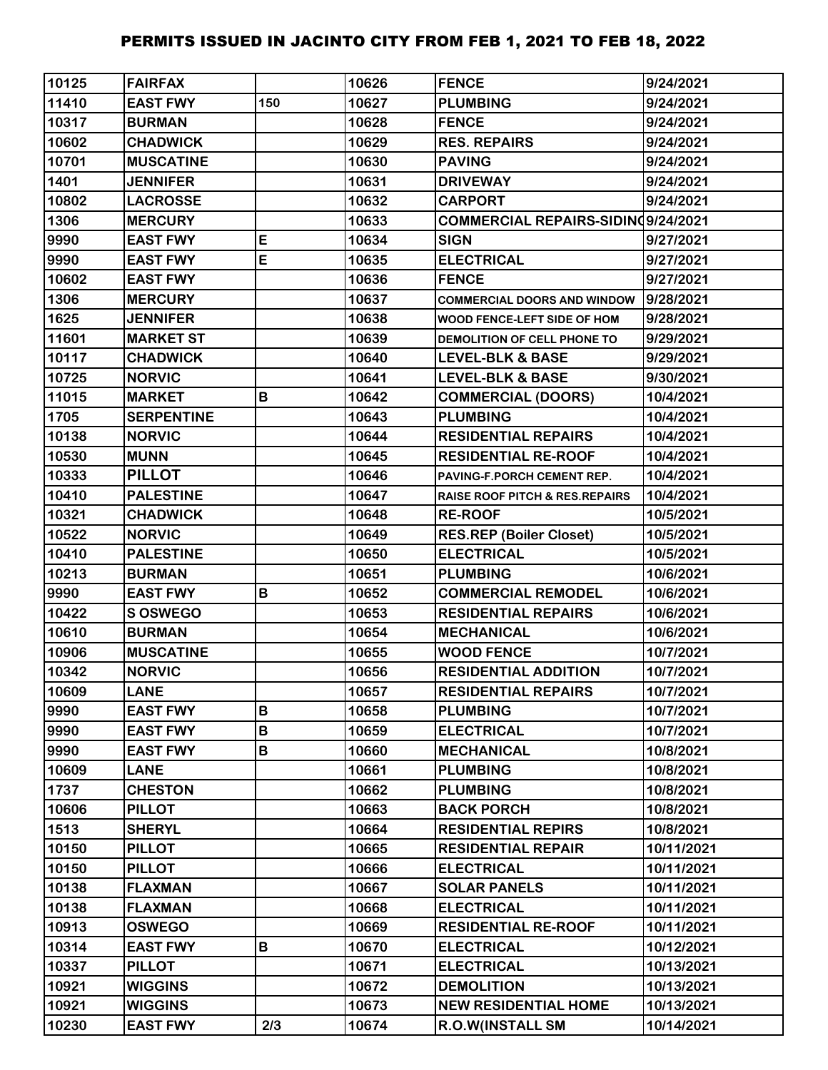# PERMITS ISSUED IN JACINTO CITY FROM FEB 1, 2021 TO FEB 18, 2022

| | | | | | |
|---|---|---|---|---|---|
| 10125 | FAIRFAX | | 10626 | FENCE | 9/24/2021 |
| 11410 | EAST FWY | 150 | 10627 | PLUMBING | 9/24/2021 |
| 10317 | BURMAN | | 10628 | FENCE | 9/24/2021 |
| 10602 | CHADWICK | | 10629 | RES. REPAIRS | 9/24/2021 |
| 10701 | MUSCATINE | | 10630 | PAVING | 9/24/2021 |
| 1401 | JENNIFER | | 10631 | DRIVEWAY | 9/24/2021 |
| 10802 | LACROSSE | | 10632 | CARPORT | 9/24/2021 |
| 1306 | MERCURY | | 10633 | COMMERCIAL REPAIRS-SIDING | 9/24/2021 |
| 9990 | EAST FWY | E | 10634 | SIGN | 9/27/2021 |
| 9990 | EAST FWY | E | 10635 | ELECTRICAL | 9/27/2021 |
| 10602 | EAST FWY | | 10636 | FENCE | 9/27/2021 |
| 1306 | MERCURY | | 10637 | COMMERCIAL DOORS AND WINDOW | 9/28/2021 |
| 1625 | JENNIFER | | 10638 | WOOD FENCE-LEFT SIDE OF HOM | 9/28/2021 |
| 11601 | MARKET ST | | 10639 | DEMOLITION OF CELL PHONE TO | 9/29/2021 |
| 10117 | CHADWICK | | 10640 | LEVEL-BLK & BASE | 9/29/2021 |
| 10725 | NORVIC | | 10641 | LEVEL-BLK & BASE | 9/30/2021 |
| 11015 | MARKET | B | 10642 | COMMERCIAL (DOORS) | 10/4/2021 |
| 1705 | SERPENTINE | | 10643 | PLUMBING | 10/4/2021 |
| 10138 | NORVIC | | 10644 | RESIDENTIAL REPAIRS | 10/4/2021 |
| 10530 | MUNN | | 10645 | RESIDENTIAL RE-ROOF | 10/4/2021 |
| 10333 | PILLOT | | 10646 | PAVING-F.PORCH CEMENT REP. | 10/4/2021 |
| 10410 | PALESTINE | | 10647 | RAISE ROOF PITCH & RES.REPAIRS | 10/4/2021 |
| 10321 | CHADWICK | | 10648 | RE-ROOF | 10/5/2021 |
| 10522 | NORVIC | | 10649 | RES.REP (Boiler Closet) | 10/5/2021 |
| 10410 | PALESTINE | | 10650 | ELECTRICAL | 10/5/2021 |
| 10213 | BURMAN | | 10651 | PLUMBING | 10/6/2021 |
| 9990 | EAST FWY | B | 10652 | COMMERCIAL REMODEL | 10/6/2021 |
| 10422 | S OSWEGO | | 10653 | RESIDENTIAL REPAIRS | 10/6/2021 |
| 10610 | BURMAN | | 10654 | MECHANICAL | 10/6/2021 |
| 10906 | MUSCATINE | | 10655 | WOOD FENCE | 10/7/2021 |
| 10342 | NORVIC | | 10656 | RESIDENTIAL ADDITION | 10/7/2021 |
| 10609 | LANE | | 10657 | RESIDENTIAL REPAIRS | 10/7/2021 |
| 9990 | EAST FWY | B | 10658 | PLUMBING | 10/7/2021 |
| 9990 | EAST FWY | B | 10659 | ELECTRICAL | 10/7/2021 |
| 9990 | EAST FWY | B | 10660 | MECHANICAL | 10/8/2021 |
| 10609 | LANE | | 10661 | PLUMBING | 10/8/2021 |
| 1737 | CHESTON | | 10662 | PLUMBING | 10/8/2021 |
| 10606 | PILLOT | | 10663 | BACK PORCH | 10/8/2021 |
| 1513 | SHERYL | | 10664 | RESIDENTIAL REPIRS | 10/8/2021 |
| 10150 | PILLOT | | 10665 | RESIDENTIAL REPAIR | 10/11/2021 |
| 10150 | PILLOT | | 10666 | ELECTRICAL | 10/11/2021 |
| 10138 | FLAXMAN | | 10667 | SOLAR PANELS | 10/11/2021 |
| 10138 | FLAXMAN | | 10668 | ELECTRICAL | 10/11/2021 |
| 10913 | OSWEGO | | 10669 | RESIDENTIAL RE-ROOF | 10/11/2021 |
| 10314 | EAST FWY | B | 10670 | ELECTRICAL | 10/12/2021 |
| 10337 | PILLOT | | 10671 | ELECTRICAL | 10/13/2021 |
| 10921 | WIGGINS | | 10672 | DEMOLITION | 10/13/2021 |
| 10921 | WIGGINS | | 10673 | NEW RESIDENTIAL HOME | 10/13/2021 |
| 10230 | EAST FWY | 2/3 | 10674 | R.O.W(INSTALL SM | 10/14/2021 |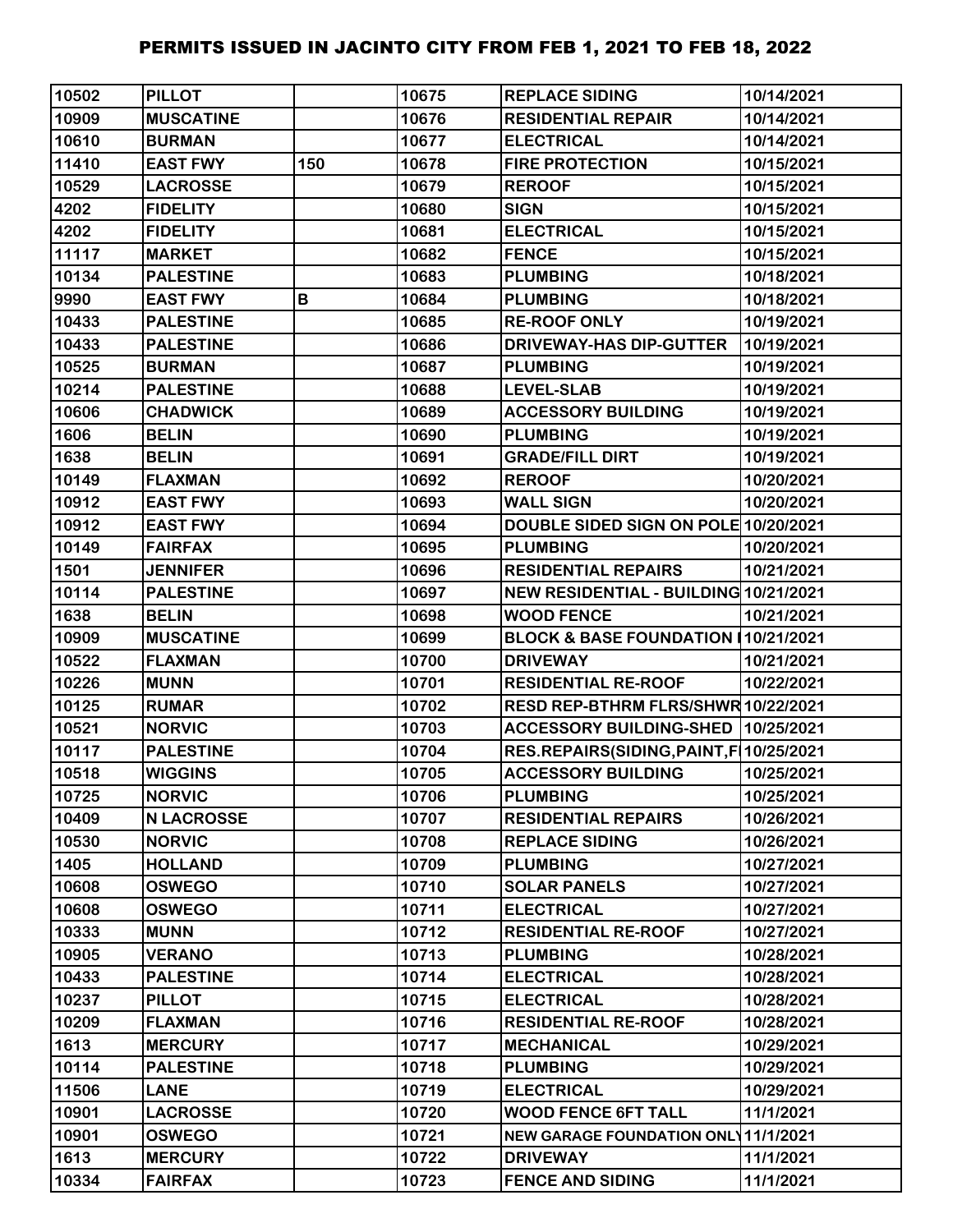# PERMITS ISSUED IN JACINTO CITY FROM FEB 1, 2021 TO FEB 18, 2022

| | | | | | |
|---|---|---|---|---|---|
| 10502 | PILLOT | | 10675 | REPLACE SIDING | 10/14/2021 |
| 10909 | MUSCATINE | | 10676 | RESIDENTIAL REPAIR | 10/14/2021 |
| 10610 | BURMAN | | 10677 | ELECTRICAL | 10/14/2021 |
| 11410 | EAST FWY | 150 | 10678 | FIRE PROTECTION | 10/15/2021 |
| 10529 | LACROSSE | | 10679 | REROOF | 10/15/2021 |
| 4202 | FIDELITY | | 10680 | SIGN | 10/15/2021 |
| 4202 | FIDELITY | | 10681 | ELECTRICAL | 10/15/2021 |
| 11117 | MARKET | | 10682 | FENCE | 10/15/2021 |
| 10134 | PALESTINE | | 10683 | PLUMBING | 10/18/2021 |
| 9990 | EAST FWY | B | 10684 | PLUMBING | 10/18/2021 |
| 10433 | PALESTINE | | 10685 | RE-ROOF ONLY | 10/19/2021 |
| 10433 | PALESTINE | | 10686 | DRIVEWAY-HAS DIP-GUTTER | 10/19/2021 |
| 10525 | BURMAN | | 10687 | PLUMBING | 10/19/2021 |
| 10214 | PALESTINE | | 10688 | LEVEL-SLAB | 10/19/2021 |
| 10606 | CHADWICK | | 10689 | ACCESSORY BUILDING | 10/19/2021 |
| 1606 | BELIN | | 10690 | PLUMBING | 10/19/2021 |
| 1638 | BELIN | | 10691 | GRADE/FILL DIRT | 10/19/2021 |
| 10149 | FLAXMAN | | 10692 | REROOF | 10/20/2021 |
| 10912 | EAST FWY | | 10693 | WALL SIGN | 10/20/2021 |
| 10912 | EAST FWY | | 10694 | DOUBLE SIDED SIGN ON POLE | 10/20/2021 |
| 10149 | FAIRFAX | | 10695 | PLUMBING | 10/20/2021 |
| 1501 | JENNIFER | | 10696 | RESIDENTIAL REPAIRS | 10/21/2021 |
| 10114 | PALESTINE | | 10697 | NEW RESIDENTIAL - BUILDING | 10/21/2021 |
| 1638 | BELIN | | 10698 | WOOD FENCE | 10/21/2021 |
| 10909 | MUSCATINE | | 10699 | BLOCK & BASE FOUNDATION I | 10/21/2021 |
| 10522 | FLAXMAN | | 10700 | DRIVEWAY | 10/21/2021 |
| 10226 | MUNN | | 10701 | RESIDENTIAL RE-ROOF | 10/22/2021 |
| 10125 | RUMAR | | 10702 | RESD REP-BTHRM FLRS/SHWR | 10/22/2021 |
| 10521 | NORVIC | | 10703 | ACCESSORY BUILDING-SHED | 10/25/2021 |
| 10117 | PALESTINE | | 10704 | RES.REPAIRS(SIDING,PAINT,F | 10/25/2021 |
| 10518 | WIGGINS | | 10705 | ACCESSORY BUILDING | 10/25/2021 |
| 10725 | NORVIC | | 10706 | PLUMBING | 10/25/2021 |
| 10409 | N LACROSSE | | 10707 | RESIDENTIAL REPAIRS | 10/26/2021 |
| 10530 | NORVIC | | 10708 | REPLACE SIDING | 10/26/2021 |
| 1405 | HOLLAND | | 10709 | PLUMBING | 10/27/2021 |
| 10608 | OSWEGO | | 10710 | SOLAR PANELS | 10/27/2021 |
| 10608 | OSWEGO | | 10711 | ELECTRICAL | 10/27/2021 |
| 10333 | MUNN | | 10712 | RESIDENTIAL RE-ROOF | 10/27/2021 |
| 10905 | VERANO | | 10713 | PLUMBING | 10/28/2021 |
| 10433 | PALESTINE | | 10714 | ELECTRICAL | 10/28/2021 |
| 10237 | PILLOT | | 10715 | ELECTRICAL | 10/28/2021 |
| 10209 | FLAXMAN | | 10716 | RESIDENTIAL RE-ROOF | 10/28/2021 |
| 1613 | MERCURY | | 10717 | MECHANICAL | 10/29/2021 |
| 10114 | PALESTINE | | 10718 | PLUMBING | 10/29/2021 |
| 11506 | LANE | | 10719 | ELECTRICAL | 10/29/2021 |
| 10901 | LACROSSE | | 10720 | WOOD FENCE 6FT TALL | 11/1/2021 |
| 10901 | OSWEGO | | 10721 | NEW GARAGE FOUNDATION ONLY | 11/1/2021 |
| 1613 | MERCURY | | 10722 | DRIVEWAY | 11/1/2021 |
| 10334 | FAIRFAX | | 10723 | FENCE AND SIDING | 11/1/2021 |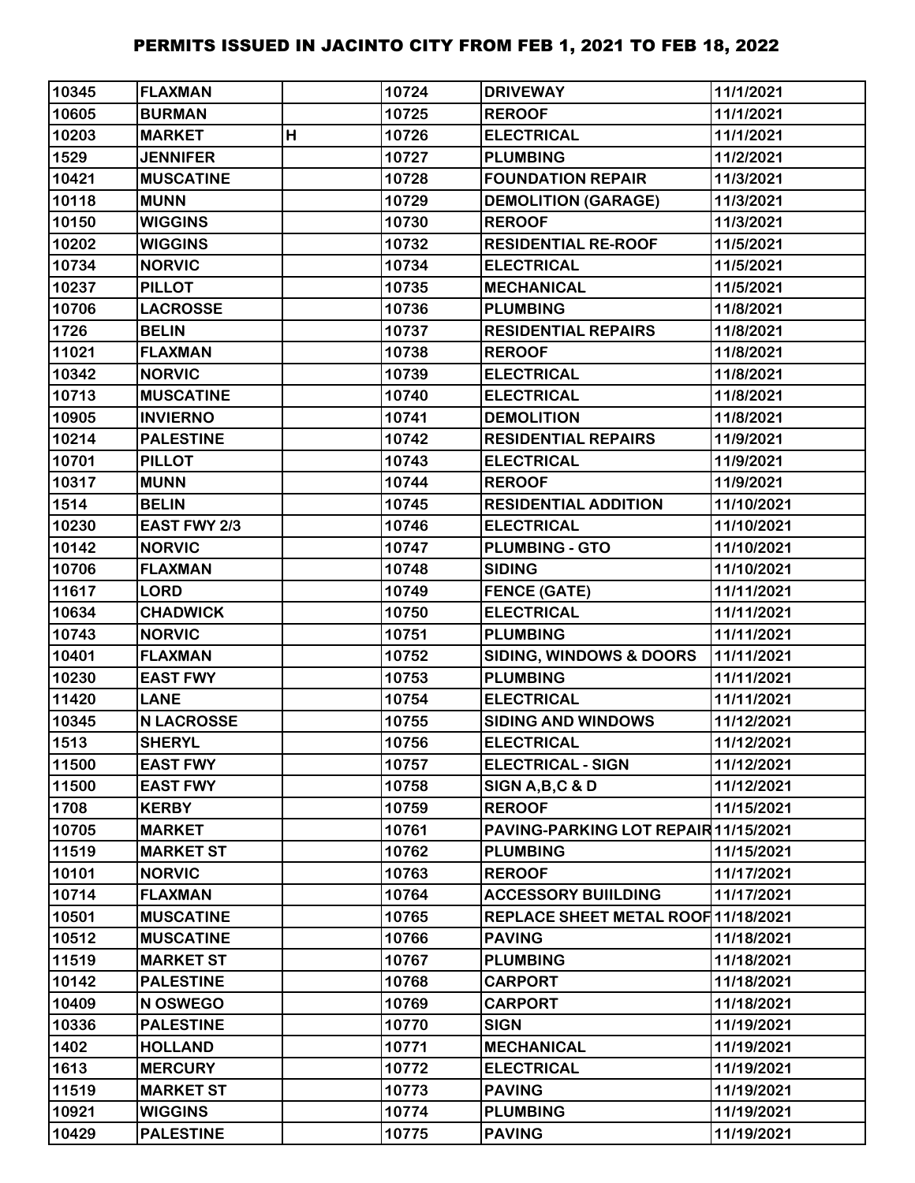# PERMITS ISSUED IN JACINTO CITY FROM FEB 1, 2021 TO FEB 18, 2022

| | | | | | |
|---|---|---|---|---|---|
| 10345 | FLAXMAN | | 10724 | DRIVEWAY | 11/1/2021 |
| 10605 | BURMAN | | 10725 | REROOF | 11/1/2021 |
| 10203 | MARKET | H | 10726 | ELECTRICAL | 11/1/2021 |
| 1529 | JENNIFER | | 10727 | PLUMBING | 11/2/2021 |
| 10421 | MUSCATINE | | 10728 | FOUNDATION REPAIR | 11/3/2021 |
| 10118 | MUNN | | 10729 | DEMOLITION (GARAGE) | 11/3/2021 |
| 10150 | WIGGINS | | 10730 | REROOF | 11/3/2021 |
| 10202 | WIGGINS | | 10732 | RESIDENTIAL RE-ROOF | 11/5/2021 |
| 10734 | NORVIC | | 10734 | ELECTRICAL | 11/5/2021 |
| 10237 | PILLOT | | 10735 | MECHANICAL | 11/5/2021 |
| 10706 | LACROSSE | | 10736 | PLUMBING | 11/8/2021 |
| 1726 | BELIN | | 10737 | RESIDENTIAL REPAIRS | 11/8/2021 |
| 11021 | FLAXMAN | | 10738 | REROOF | 11/8/2021 |
| 10342 | NORVIC | | 10739 | ELECTRICAL | 11/8/2021 |
| 10713 | MUSCATINE | | 10740 | ELECTRICAL | 11/8/2021 |
| 10905 | INVIERNO | | 10741 | DEMOLITION | 11/8/2021 |
| 10214 | PALESTINE | | 10742 | RESIDENTIAL REPAIRS | 11/9/2021 |
| 10701 | PILLOT | | 10743 | ELECTRICAL | 11/9/2021 |
| 10317 | MUNN | | 10744 | REROOF | 11/9/2021 |
| 1514 | BELIN | | 10745 | RESIDENTIAL ADDITION | 11/10/2021 |
| 10230 | EAST FWY 2/3 | | 10746 | ELECTRICAL | 11/10/2021 |
| 10142 | NORVIC | | 10747 | PLUMBING - GTO | 11/10/2021 |
| 10706 | FLAXMAN | | 10748 | SIDING | 11/10/2021 |
| 11617 | LORD | | 10749 | FENCE (GATE) | 11/11/2021 |
| 10634 | CHADWICK | | 10750 | ELECTRICAL | 11/11/2021 |
| 10743 | NORVIC | | 10751 | PLUMBING | 11/11/2021 |
| 10401 | FLAXMAN | | 10752 | SIDING, WINDOWS & DOORS | 11/11/2021 |
| 10230 | EAST FWY | | 10753 | PLUMBING | 11/11/2021 |
| 11420 | LANE | | 10754 | ELECTRICAL | 11/11/2021 |
| 10345 | N LACROSSE | | 10755 | SIDING AND WINDOWS | 11/12/2021 |
| 1513 | SHERYL | | 10756 | ELECTRICAL | 11/12/2021 |
| 11500 | EAST FWY | | 10757 | ELECTRICAL - SIGN | 11/12/2021 |
| 11500 | EAST FWY | | 10758 | SIGN A,B,C & D | 11/12/2021 |
| 1708 | KERBY | | 10759 | REROOF | 11/15/2021 |
| 10705 | MARKET | | 10761 | PAVING-PARKING LOT REPAIR | 11/15/2021 |
| 11519 | MARKET ST | | 10762 | PLUMBING | 11/15/2021 |
| 10101 | NORVIC | | 10763 | REROOF | 11/17/2021 |
| 10714 | FLAXMAN | | 10764 | ACCESSORY BUIILDING | 11/17/2021 |
| 10501 | MUSCATINE | | 10765 | REPLACE SHEET METAL ROOF | 11/18/2021 |
| 10512 | MUSCATINE | | 10766 | PAVING | 11/18/2021 |
| 11519 | MARKET ST | | 10767 | PLUMBING | 11/18/2021 |
| 10142 | PALESTINE | | 10768 | CARPORT | 11/18/2021 |
| 10409 | N OSWEGO | | 10769 | CARPORT | 11/18/2021 |
| 10336 | PALESTINE | | 10770 | SIGN | 11/19/2021 |
| 1402 | HOLLAND | | 10771 | MECHANICAL | 11/19/2021 |
| 1613 | MERCURY | | 10772 | ELECTRICAL | 11/19/2021 |
| 11519 | MARKET ST | | 10773 | PAVING | 11/19/2021 |
| 10921 | WIGGINS | | 10774 | PLUMBING | 11/19/2021 |
| 10429 | PALESTINE | | 10775 | PAVING | 11/19/2021 |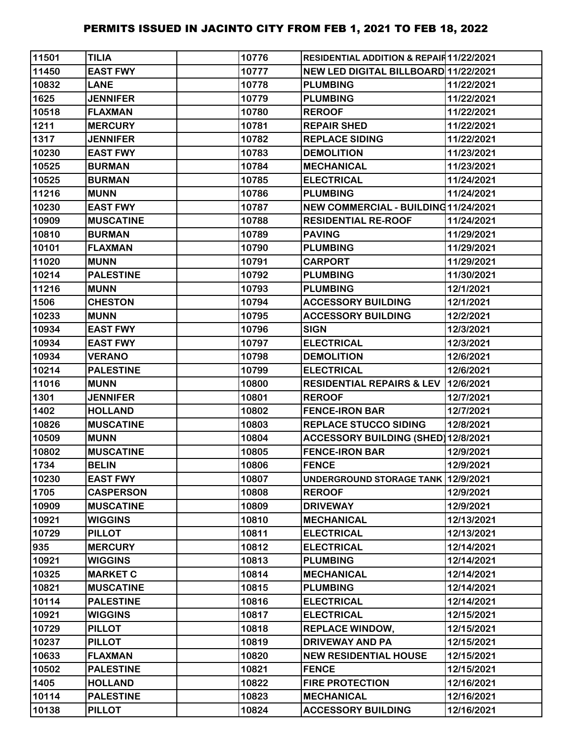# PERMITS ISSUED IN JACINTO CITY FROM FEB 1, 2021 TO FEB 18, 2022

| | | | | | |
|---|---|---|---|---|---|
| 11501 | TILIA | | 10776 | RESIDENTIAL ADDITION & REPAIR | 11/22/2021 |
| 11450 | EAST FWY | | 10777 | NEW LED DIGITAL BILLBOARD | 11/22/2021 |
| 10832 | LANE | | 10778 | PLUMBING | 11/22/2021 |
| 1625 | JENNIFER | | 10779 | PLUMBING | 11/22/2021 |
| 10518 | FLAXMAN | | 10780 | REROOF | 11/22/2021 |
| 1211 | MERCURY | | 10781 | REPAIR SHED | 11/22/2021 |
| 1317 | JENNIFER | | 10782 | REPLACE SIDING | 11/22/2021 |
| 10230 | EAST FWY | | 10783 | DEMOLITION | 11/23/2021 |
| 10525 | BURMAN | | 10784 | MECHANICAL | 11/23/2021 |
| 10525 | BURMAN | | 10785 | ELECTRICAL | 11/24/2021 |
| 11216 | MUNN | | 10786 | PLUMBING | 11/24/2021 |
| 10230 | EAST FWY | | 10787 | NEW COMMERCIAL - BUILDING | 11/24/2021 |
| 10909 | MUSCATINE | | 10788 | RESIDENTIAL RE-ROOF | 11/24/2021 |
| 10810 | BURMAN | | 10789 | PAVING | 11/29/2021 |
| 10101 | FLAXMAN | | 10790 | PLUMBING | 11/29/2021 |
| 11020 | MUNN | | 10791 | CARPORT | 11/29/2021 |
| 10214 | PALESTINE | | 10792 | PLUMBING | 11/30/2021 |
| 11216 | MUNN | | 10793 | PLUMBING | 12/1/2021 |
| 1506 | CHESTON | | 10794 | ACCESSORY BUILDING | 12/1/2021 |
| 10233 | MUNN | | 10795 | ACCESSORY BUILDING | 12/2/2021 |
| 10934 | EAST FWY | | 10796 | SIGN | 12/3/2021 |
| 10934 | EAST FWY | | 10797 | ELECTRICAL | 12/3/2021 |
| 10934 | VERANO | | 10798 | DEMOLITION | 12/6/2021 |
| 10214 | PALESTINE | | 10799 | ELECTRICAL | 12/6/2021 |
| 11016 | MUNN | | 10800 | RESIDENTIAL REPAIRS & LEV | 12/6/2021 |
| 1301 | JENNIFER | | 10801 | REROOF | 12/7/2021 |
| 1402 | HOLLAND | | 10802 | FENCE-IRON BAR | 12/7/2021 |
| 10826 | MUSCATINE | | 10803 | REPLACE STUCCO SIDING | 12/8/2021 |
| 10509 | MUNN | | 10804 | ACCESSORY BUILDING (SHED) | 12/8/2021 |
| 10802 | MUSCATINE | | 10805 | FENCE-IRON BAR | 12/9/2021 |
| 1734 | BELIN | | 10806 | FENCE | 12/9/2021 |
| 10230 | EAST FWY | | 10807 | UNDERGROUND STORAGE TANK | 12/9/2021 |
| 1705 | CASPERSON | | 10808 | REROOF | 12/9/2021 |
| 10909 | MUSCATINE | | 10809 | DRIVEWAY | 12/9/2021 |
| 10921 | WIGGINS | | 10810 | MECHANICAL | 12/13/2021 |
| 10729 | PILLOT | | 10811 | ELECTRICAL | 12/13/2021 |
| 935 | MERCURY | | 10812 | ELECTRICAL | 12/14/2021 |
| 10921 | WIGGINS | | 10813 | PLUMBING | 12/14/2021 |
| 10325 | MARKET C | | 10814 | MECHANICAL | 12/14/2021 |
| 10821 | MUSCATINE | | 10815 | PLUMBING | 12/14/2021 |
| 10114 | PALESTINE | | 10816 | ELECTRICAL | 12/14/2021 |
| 10921 | WIGGINS | | 10817 | ELECTRICAL | 12/15/2021 |
| 10729 | PILLOT | | 10818 | REPLACE WINDOW, | 12/15/2021 |
| 10237 | PILLOT | | 10819 | DRIVEWAY AND PA | 12/15/2021 |
| 10633 | FLAXMAN | | 10820 | NEW RESIDENTIAL HOUSE | 12/15/2021 |
| 10502 | PALESTINE | | 10821 | FENCE | 12/15/2021 |
| 1405 | HOLLAND | | 10822 | FIRE PROTECTION | 12/16/2021 |
| 10114 | PALESTINE | | 10823 | MECHANICAL | 12/16/2021 |
| 10138 | PILLOT | | 10824 | ACCESSORY BUILDING | 12/16/2021 |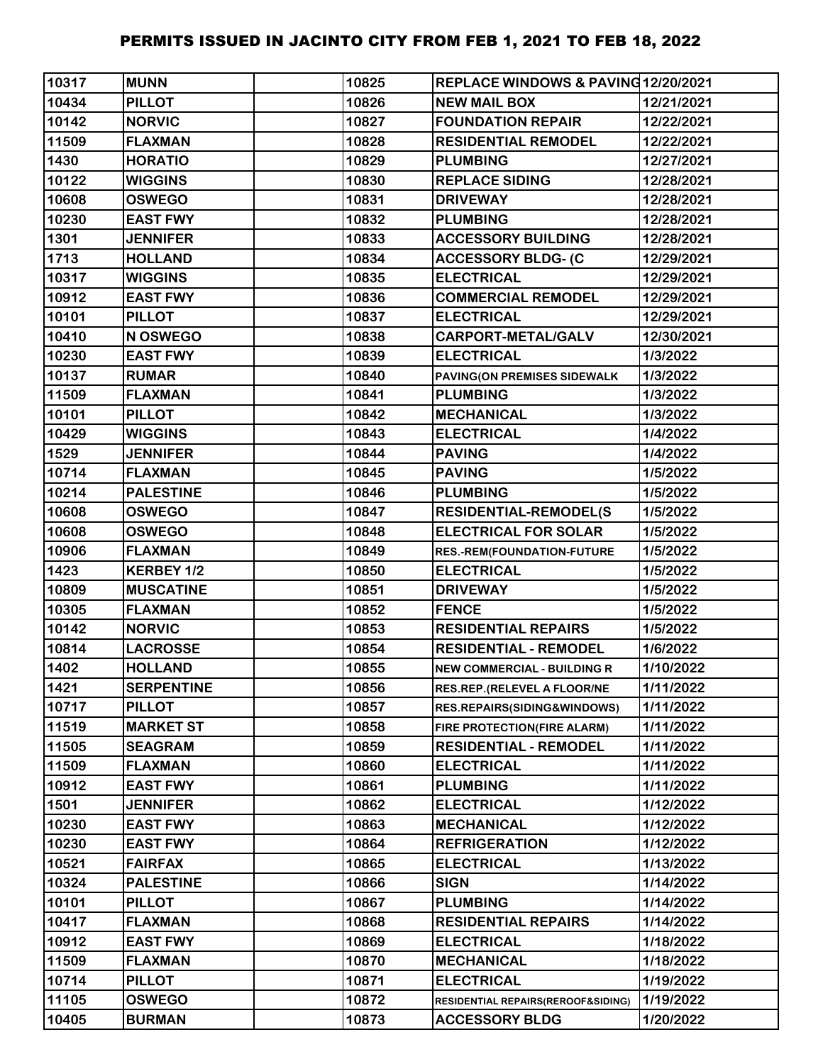# PERMITS ISSUED IN JACINTO CITY FROM FEB 1, 2021 TO FEB 18, 2022

| | | | | | |
|---|---|---|---|---|---|
| 10317 | MUNN | | 10825 | REPLACE WINDOWS & PAVING | 12/20/2021 |
| 10434 | PILLOT | | 10826 | NEW MAIL BOX | 12/21/2021 |
| 10142 | NORVIC | | 10827 | FOUNDATION REPAIR | 12/22/2021 |
| 11509 | FLAXMAN | | 10828 | RESIDENTIAL REMODEL | 12/22/2021 |
| 1430 | HORATIO | | 10829 | PLUMBING | 12/27/2021 |
| 10122 | WIGGINS | | 10830 | REPLACE SIDING | 12/28/2021 |
| 10608 | OSWEGO | | 10831 | DRIVEWAY | 12/28/2021 |
| 10230 | EAST FWY | | 10832 | PLUMBING | 12/28/2021 |
| 1301 | JENNIFER | | 10833 | ACCESSORY BUILDING | 12/28/2021 |
| 1713 | HOLLAND | | 10834 | ACCESSORY BLDG- (C | 12/29/2021 |
| 10317 | WIGGINS | | 10835 | ELECTRICAL | 12/29/2021 |
| 10912 | EAST FWY | | 10836 | COMMERCIAL REMODEL | 12/29/2021 |
| 10101 | PILLOT | | 10837 | ELECTRICAL | 12/29/2021 |
| 10410 | N OSWEGO | | 10838 | CARPORT-METAL/GALV | 12/30/2021 |
| 10230 | EAST FWY | | 10839 | ELECTRICAL | 1/3/2022 |
| 10137 | RUMAR | | 10840 | PAVING(ON PREMISES SIDEWALK | 1/3/2022 |
| 11509 | FLAXMAN | | 10841 | PLUMBING | 1/3/2022 |
| 10101 | PILLOT | | 10842 | MECHANICAL | 1/3/2022 |
| 10429 | WIGGINS | | 10843 | ELECTRICAL | 1/4/2022 |
| 1529 | JENNIFER | | 10844 | PAVING | 1/4/2022 |
| 10714 | FLAXMAN | | 10845 | PAVING | 1/5/2022 |
| 10214 | PALESTINE | | 10846 | PLUMBING | 1/5/2022 |
| 10608 | OSWEGO | | 10847 | RESIDENTIAL-REMODEL(S | 1/5/2022 |
| 10608 | OSWEGO | | 10848 | ELECTRICAL FOR SOLAR | 1/5/2022 |
| 10906 | FLAXMAN | | 10849 | RES.-REM(FOUNDATION-FUTURE | 1/5/2022 |
| 1423 | KERBEY 1/2 | | 10850 | ELECTRICAL | 1/5/2022 |
| 10809 | MUSCATINE | | 10851 | DRIVEWAY | 1/5/2022 |
| 10305 | FLAXMAN | | 10852 | FENCE | 1/5/2022 |
| 10142 | NORVIC | | 10853 | RESIDENTIAL REPAIRS | 1/5/2022 |
| 10814 | LACROSSE | | 10854 | RESIDENTIAL - REMODEL | 1/6/2022 |
| 1402 | HOLLAND | | 10855 | NEW COMMERCIAL - BUILDING R | 1/10/2022 |
| 1421 | SERPENTINE | | 10856 | RES.REP.(RELEVEL A FLOOR/NE | 1/11/2022 |
| 10717 | PILLOT | | 10857 | RES.REPAIRS(SIDING&WINDOWS) | 1/11/2022 |
| 11519 | MARKET ST | | 10858 | FIRE PROTECTION(FIRE ALARM) | 1/11/2022 |
| 11505 | SEAGRAM | | 10859 | RESIDENTIAL - REMODEL | 1/11/2022 |
| 11509 | FLAXMAN | | 10860 | ELECTRICAL | 1/11/2022 |
| 10912 | EAST FWY | | 10861 | PLUMBING | 1/11/2022 |
| 1501 | JENNIFER | | 10862 | ELECTRICAL | 1/12/2022 |
| 10230 | EAST FWY | | 10863 | MECHANICAL | 1/12/2022 |
| 10230 | EAST FWY | | 10864 | REFRIGERATION | 1/12/2022 |
| 10521 | FAIRFAX | | 10865 | ELECTRICAL | 1/13/2022 |
| 10324 | PALESTINE | | 10866 | SIGN | 1/14/2022 |
| 10101 | PILLOT | | 10867 | PLUMBING | 1/14/2022 |
| 10417 | FLAXMAN | | 10868 | RESIDENTIAL REPAIRS | 1/14/2022 |
| 10912 | EAST FWY | | 10869 | ELECTRICAL | 1/18/2022 |
| 11509 | FLAXMAN | | 10870 | MECHANICAL | 1/18/2022 |
| 10714 | PILLOT | | 10871 | ELECTRICAL | 1/19/2022 |
| 11105 | OSWEGO | | 10872 | RESIDENTIAL REPAIRS(REROOF&SIDING) | 1/19/2022 |
| 10405 | BURMAN | | 10873 | ACCESSORY BLDG | 1/20/2022 |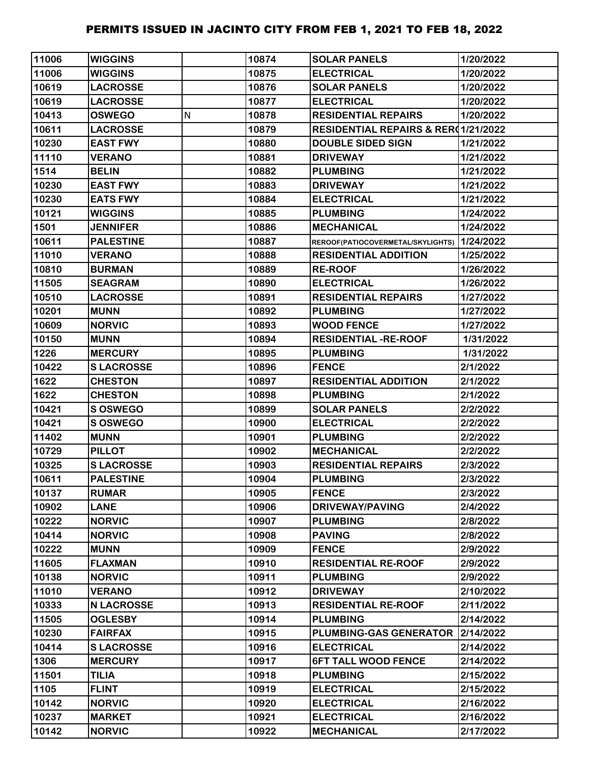| 11006 | WIGGINS | | 10874 | SOLAR PANELS | 1/20/2022 |
|---|---|---|---|---|---|
| 11006 | WIGGINS | | 10875 | ELECTRICAL | 1/20/2022 |
| 10619 | LACROSSE | | 10876 | SOLAR PANELS | 1/20/2022 |
| 10619 | LACROSSE | | 10877 | ELECTRICAL | 1/20/2022 |
| 10413 | OSWEGO | N | 10878 | RESIDENTIAL REPAIRS | 1/20/2022 |
| 10611 | LACROSSE | | 10879 | RESIDENTIAL REPAIRS & RERC | 1/21/2022 |
| 10230 | EAST FWY | | 10880 | DOUBLE SIDED SIGN | 1/21/2022 |
| 11110 | VERANO | | 10881 | DRIVEWAY | 1/21/2022 |
| 1514 | BELIN | | 10882 | PLUMBING | 1/21/2022 |
| 10230 | EAST FWY | | 10883 | DRIVEWAY | 1/21/2022 |
| 10230 | EATS FWY | | 10884 | ELECTRICAL | 1/21/2022 |
| 10121 | WIGGINS | | 10885 | PLUMBING | 1/24/2022 |
| 1501 | JENNIFER | | 10886 | MECHANICAL | 1/24/2022 |
| 10611 | PALESTINE | | 10887 | REROOF(PATIOCOVERMETAL/SKYLIGHTS) | 1/24/2022 |
| 11010 | VERANO | | 10888 | RESIDENTIAL ADDITION | 1/25/2022 |
| 10810 | BURMAN | | 10889 | RE-ROOF | 1/26/2022 |
| 11505 | SEAGRAM | | 10890 | ELECTRICAL | 1/26/2022 |
| 10510 | LACROSSE | | 10891 | RESIDENTIAL REPAIRS | 1/27/2022 |
| 10201 | MUNN | | 10892 | PLUMBING | 1/27/2022 |
| 10609 | NORVIC | | 10893 | WOOD FENCE | 1/27/2022 |
| 10150 | MUNN | | 10894 | RESIDENTIAL -RE-ROOF | 1/31/2022 |
| 1226 | MERCURY | | 10895 | PLUMBING | 1/31/2022 |
| 10422 | S LACROSSE | | 10896 | FENCE | 2/1/2022 |
| 1622 | CHESTON | | 10897 | RESIDENTIAL ADDITION | 2/1/2022 |
| 1622 | CHESTON | | 10898 | PLUMBING | 2/1/2022 |
| 10421 | S OSWEGO | | 10899 | SOLAR PANELS | 2/2/2022 |
| 10421 | S OSWEGO | | 10900 | ELECTRICAL | 2/2/2022 |
| 11402 | MUNN | | 10901 | PLUMBING | 2/2/2022 |
| 10729 | PILLOT | | 10902 | MECHANICAL | 2/2/2022 |
| 10325 | S LACROSSE | | 10903 | RESIDENTIAL REPAIRS | 2/3/2022 |
| 10611 | PALESTINE | | 10904 | PLUMBING | 2/3/2022 |
| 10137 | RUMAR | | 10905 | FENCE | 2/3/2022 |
| 10902 | LANE | | 10906 | DRIVEWAY/PAVING | 2/4/2022 |
| 10222 | NORVIC | | 10907 | PLUMBING | 2/8/2022 |
| 10414 | NORVIC | | 10908 | PAVING | 2/8/2022 |
| 10222 | MUNN | | 10909 | FENCE | 2/9/2022 |
| 11605 | FLAXMAN | | 10910 | RESIDENTIAL RE-ROOF | 2/9/2022 |
| 10138 | NORVIC | | 10911 | PLUMBING | 2/9/2022 |
| 11010 | VERANO | | 10912 | DRIVEWAY | 2/10/2022 |
| 10333 | N LACROSSE | | 10913 | RESIDENTIAL RE-ROOF | 2/11/2022 |
| 11505 | OGLESBY | | 10914 | PLUMBING | 2/14/2022 |
| 10230 | FAIRFAX | | 10915 | PLUMBING-GAS GENERATOR | 2/14/2022 |
| 10414 | S LACROSSE | | 10916 | ELECTRICAL | 2/14/2022 |
| 1306 | MERCURY | | 10917 | 6FT TALL WOOD FENCE | 2/14/2022 |
| 11501 | TILIA | | 10918 | PLUMBING | 2/15/2022 |
| 1105 | FLINT | | 10919 | ELECTRICAL | 2/15/2022 |
| 10142 | NORVIC | | 10920 | ELECTRICAL | 2/16/2022 |
| 10237 | MARKET | | 10921 | ELECTRICAL | 2/16/2022 |
| 10142 | NORVIC | | 10922 | MECHANICAL | 2/17/2022 |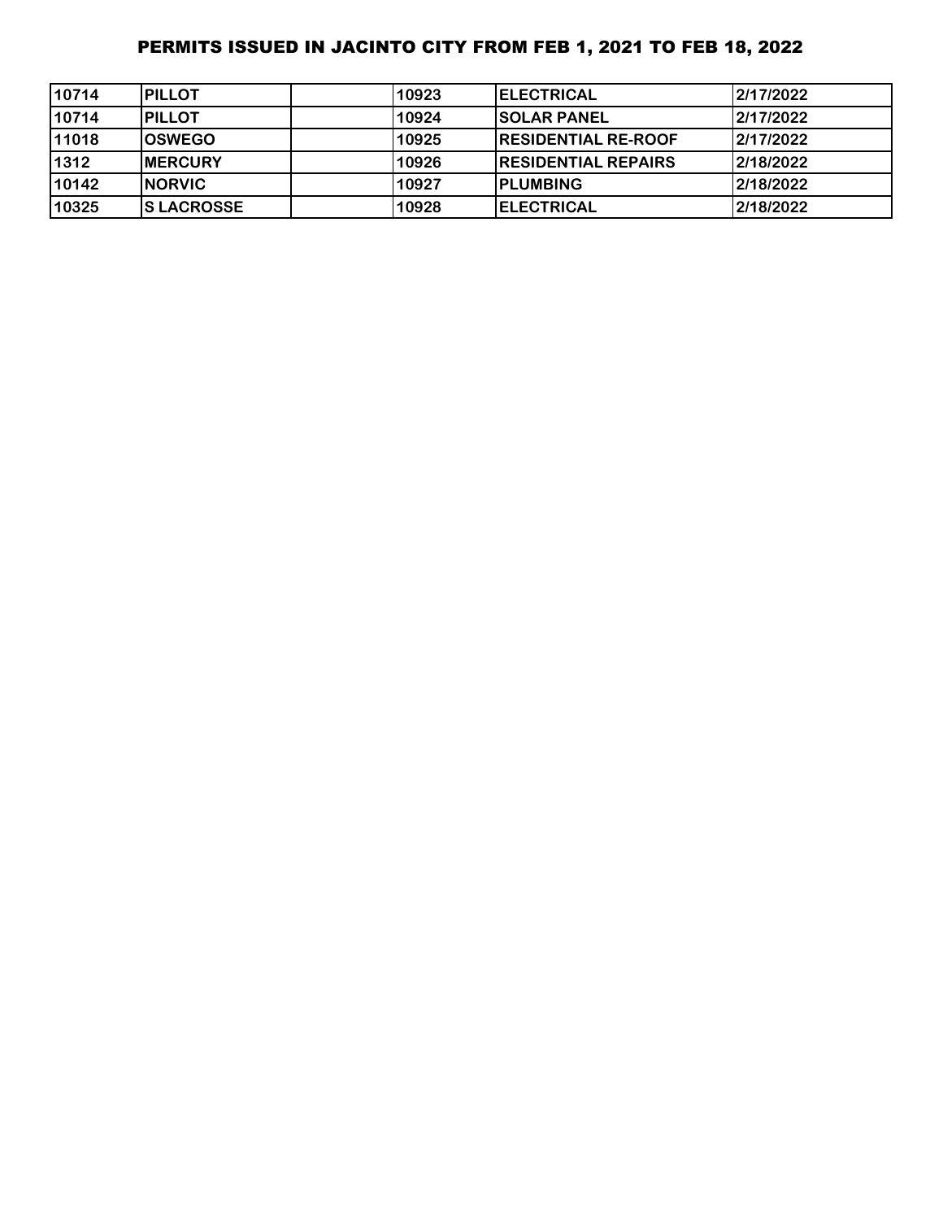| | | | | | |
|---|---|---|---|---|---|
| 10714 | PILLOT | | 10923 | ELECTRICAL | 2/17/2022 |
| 10714 | PILLOT | | 10924 | SOLAR PANEL | 2/17/2022 |
| 11018 | OSWEGO | | 10925 | RESIDENTIAL RE-ROOF | 2/17/2022 |
| 1312 | MERCURY | | 10926 | RESIDENTIAL REPAIRS | 2/18/2022 |
| 10142 | NORVIC | | 10927 | PLUMBING | 2/18/2022 |
| 10325 | S LACROSSE | | 10928 | ELECTRICAL | 2/18/2022 |